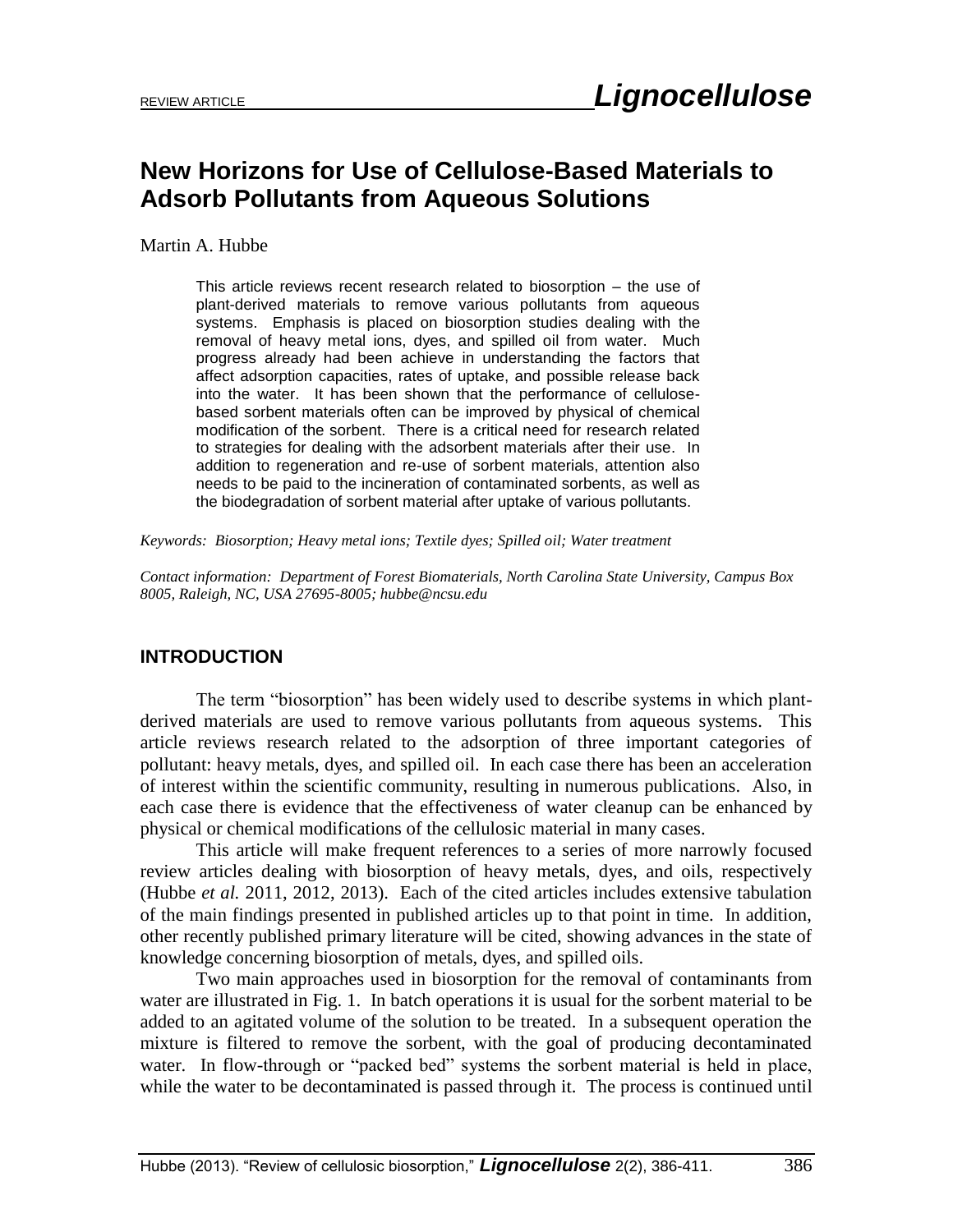REVIEW ARTICLE

# New Horizons for Use of Cellulose-Based Materials to Adsorb Pollutants from Aqueous Solutions

Martin A. Hubbe

> This article reviews recent research related to biosorption – the use of plant-derived materials to remove various pollutants from aqueous systems. Emphasis is placed on biosorption studies dealing with the removal of heavy metal ions, dyes, and spilled oil from water. Much progress already had been achieve in understanding the factors that affect adsorption capacities, rates of uptake, and possible release back into the water. It has been shown that the performance of cellulose-based sorbent materials often can be improved by physical of chemical modification of the sorbent. There is a critical need for research related to strategies for dealing with the adsorbent materials after their use. In addition to regeneration and re-use of sorbent materials, attention also needs to be paid to the incineration of contaminated sorbents, as well as the biodegradation of sorbent material after uptake of various pollutants.

*Keywords: Biosorption; Heavy metal ions; Textile dyes; Spilled oil; Water treatment*

*Contact information: Department of Forest Biomaterials, North Carolina State University, Campus Box 8005, Raleigh, NC, USA 27695-8005; hubbe@ncsu.edu*

## INTRODUCTION

The term "biosorption" has been widely used to describe systems in which plant-derived materials are used to remove various pollutants from aqueous systems. This article reviews research related to the adsorption of three important categories of pollutant: heavy metals, dyes, and spilled oil. In each case there has been an acceleration of interest within the scientific community, resulting in numerous publications. Also, in each case there is evidence that the effectiveness of water cleanup can be enhanced by physical or chemical modifications of the cellulosic material in many cases.

This article will make frequent references to a series of more narrowly focused review articles dealing with biosorption of heavy metals, dyes, and oils, respectively (Hubbe *et al.* 2011, 2012, 2013). Each of the cited articles includes extensive tabulation of the main findings presented in published articles up to that point in time. In addition, other recently published primary literature will be cited, showing advances in the state of knowledge concerning biosorption of metals, dyes, and spilled oils.

Two main approaches used in biosorption for the removal of contaminants from water are illustrated in Fig. 1. In batch operations it is usual for the sorbent material to be added to an agitated volume of the solution to be treated. In a subsequent operation the mixture is filtered to remove the sorbent, with the goal of producing decontaminated water. In flow-through or "packed bed" systems the sorbent material is held in place, while the water to be decontaminated is passed through it. The process is continued until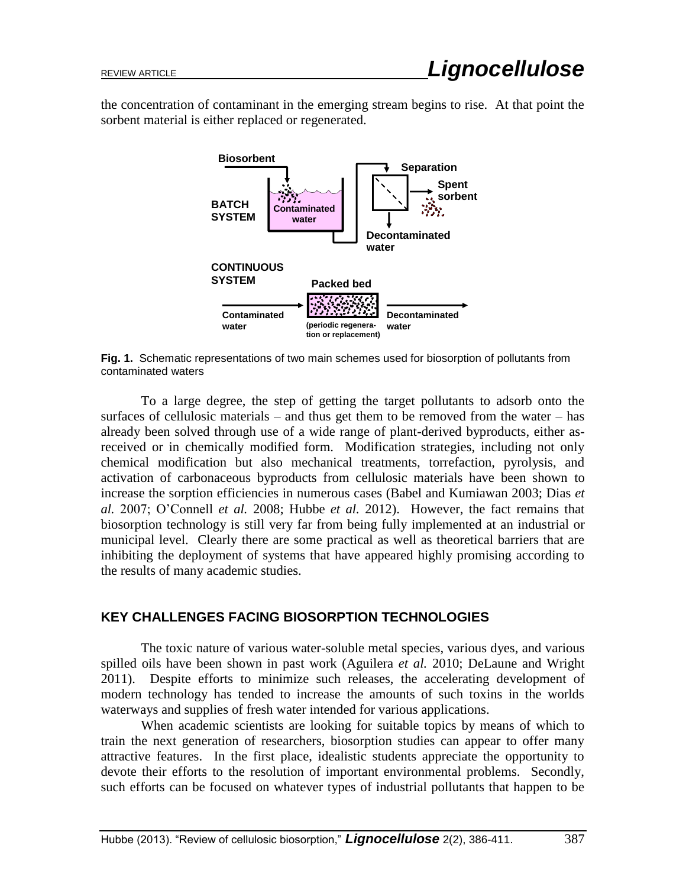the concentration of contaminant in the emerging stream begins to rise. At that point the sorbent material is either replaced or regenerated.

**Fig. 1.** Schematic representations of two main schemes used for biosorption of pollutants from contaminated waters

To a large degree, the step of getting the target pollutants to adsorb onto the surfaces of cellulosic materials – and thus get them to be removed from the water – has already been solved through use of a wide range of plant-derived byproducts, either as-received or in chemically modified form. Modification strategies, including not only chemical modification but also mechanical treatments, torrefaction, pyrolysis, and activation of carbonaceous byproducts from cellulosic materials have been shown to increase the sorption efficiencies in numerous cases (Babel and Kumiawan 2003; Dias *et al.* 2007; O'Connell *et al.* 2008; Hubbe *et al.* 2012). However, the fact remains that biosorption technology is still very far from being fully implemented at an industrial or municipal level. Clearly there are some practical as well as theoretical barriers that are inhibiting the deployment of systems that have appeared highly promising according to the results of many academic studies.

## KEY CHALLENGES FACING BIOSORPTION TECHNOLOGIES

The toxic nature of various water-soluble metal species, various dyes, and various spilled oils have been shown in past work (Aguilera *et al.* 2010; DeLaune and Wright 2011). Despite efforts to minimize such releases, the accelerating development of modern technology has tended to increase the amounts of such toxins in the worlds waterways and supplies of fresh water intended for various applications.

When academic scientists are looking for suitable topics by means of which to train the next generation of researchers, biosorption studies can appear to offer many attractive features. In the first place, idealistic students appreciate the opportunity to devote their efforts to the resolution of important environmental problems. Secondly, such efforts can be focused on whatever types of industrial pollutants that happen to be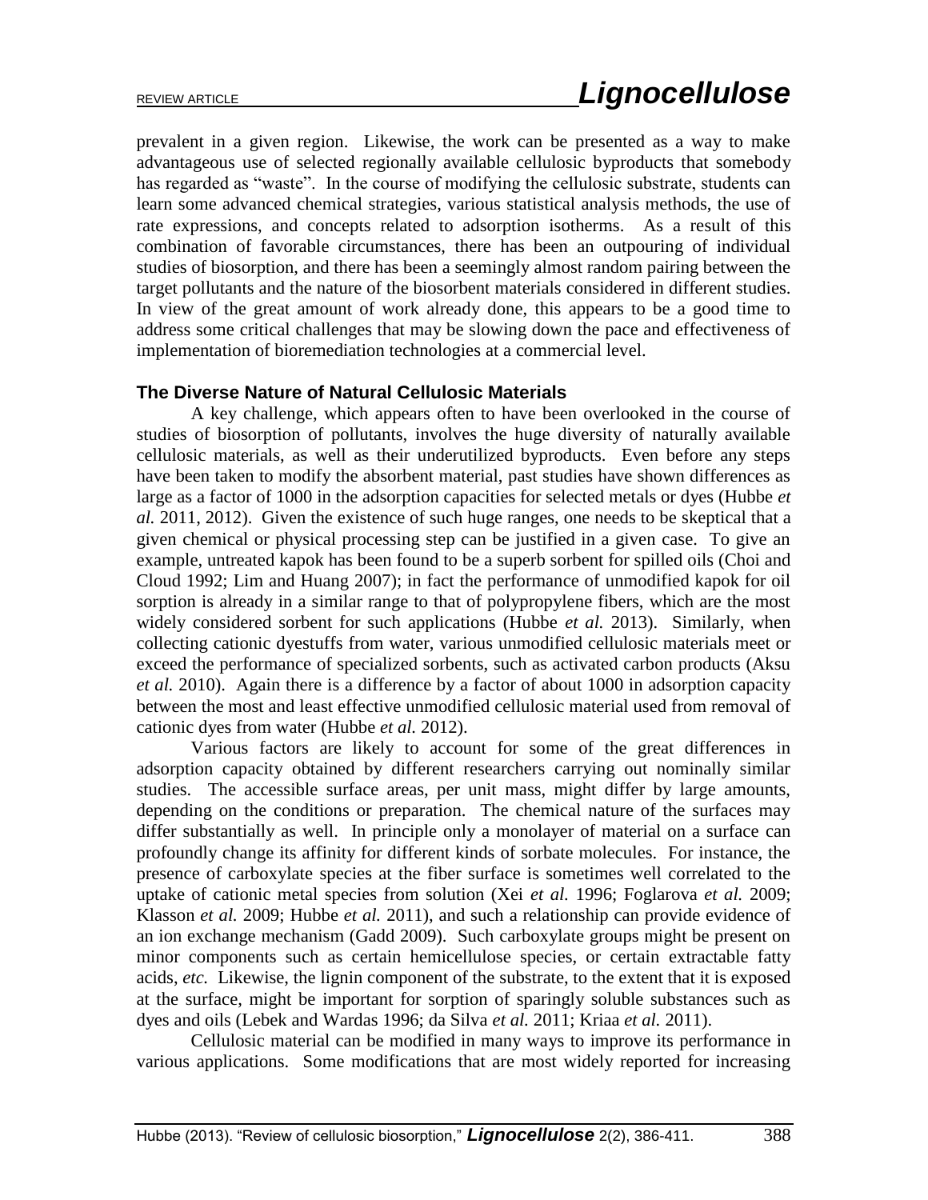prevalent in a given region. Likewise, the work can be presented as a way to make advantageous use of selected regionally available cellulosic byproducts that somebody has regarded as "waste". In the course of modifying the cellulosic substrate, students can learn some advanced chemical strategies, various statistical analysis methods, the use of rate expressions, and concepts related to adsorption isotherms. As a result of this combination of favorable circumstances, there has been an outpouring of individual studies of biosorption, and there has been a seemingly almost random pairing between the target pollutants and the nature of the biosorbent materials considered in different studies. In view of the great amount of work already done, this appears to be a good time to address some critical challenges that may be slowing down the pace and effectiveness of implementation of bioremediation technologies at a commercial level.

### The Diverse Nature of Natural Cellulosic Materials

A key challenge, which appears often to have been overlooked in the course of studies of biosorption of pollutants, involves the huge diversity of naturally available cellulosic materials, as well as their underutilized byproducts. Even before any steps have been taken to modify the absorbent material, past studies have shown differences as large as a factor of 1000 in the adsorption capacities for selected metals or dyes (Hubbe *et al.* 2011, 2012). Given the existence of such huge ranges, one needs to be skeptical that a given chemical or physical processing step can be justified in a given case. To give an example, untreated kapok has been found to be a superb sorbent for spilled oils (Choi and Cloud 1992; Lim and Huang 2007); in fact the performance of unmodified kapok for oil sorption is already in a similar range to that of polypropylene fibers, which are the most widely considered sorbent for such applications (Hubbe *et al.* 2013). Similarly, when collecting cationic dyestuffs from water, various unmodified cellulosic materials meet or exceed the performance of specialized sorbents, such as activated carbon products (Aksu *et al.* 2010). Again there is a difference by a factor of about 1000 in adsorption capacity between the most and least effective unmodified cellulosic material used from removal of cationic dyes from water (Hubbe *et al.* 2012).

Various factors are likely to account for some of the great differences in adsorption capacity obtained by different researchers carrying out nominally similar studies. The accessible surface areas, per unit mass, might differ by large amounts, depending on the conditions or preparation. The chemical nature of the surfaces may differ substantially as well. In principle only a monolayer of material on a surface can profoundly change its affinity for different kinds of sorbate molecules. For instance, the presence of carboxylate species at the fiber surface is sometimes well correlated to the uptake of cationic metal species from solution (Xei *et al.* 1996; Foglarova *et al.* 2009; Klasson *et al.* 2009; Hubbe *et al.* 2011), and such a relationship can provide evidence of an ion exchange mechanism (Gadd 2009). Such carboxylate groups might be present on minor components such as certain hemicellulose species, or certain extractable fatty acids, *etc.* Likewise, the lignin component of the substrate, to the extent that it is exposed at the surface, might be important for sorption of sparingly soluble substances such as dyes and oils (Lebek and Wardas 1996; da Silva *et al.* 2011; Kriaa *et al.* 2011).

Cellulosic material can be modified in many ways to improve its performance in various applications. Some modifications that are most widely reported for increasing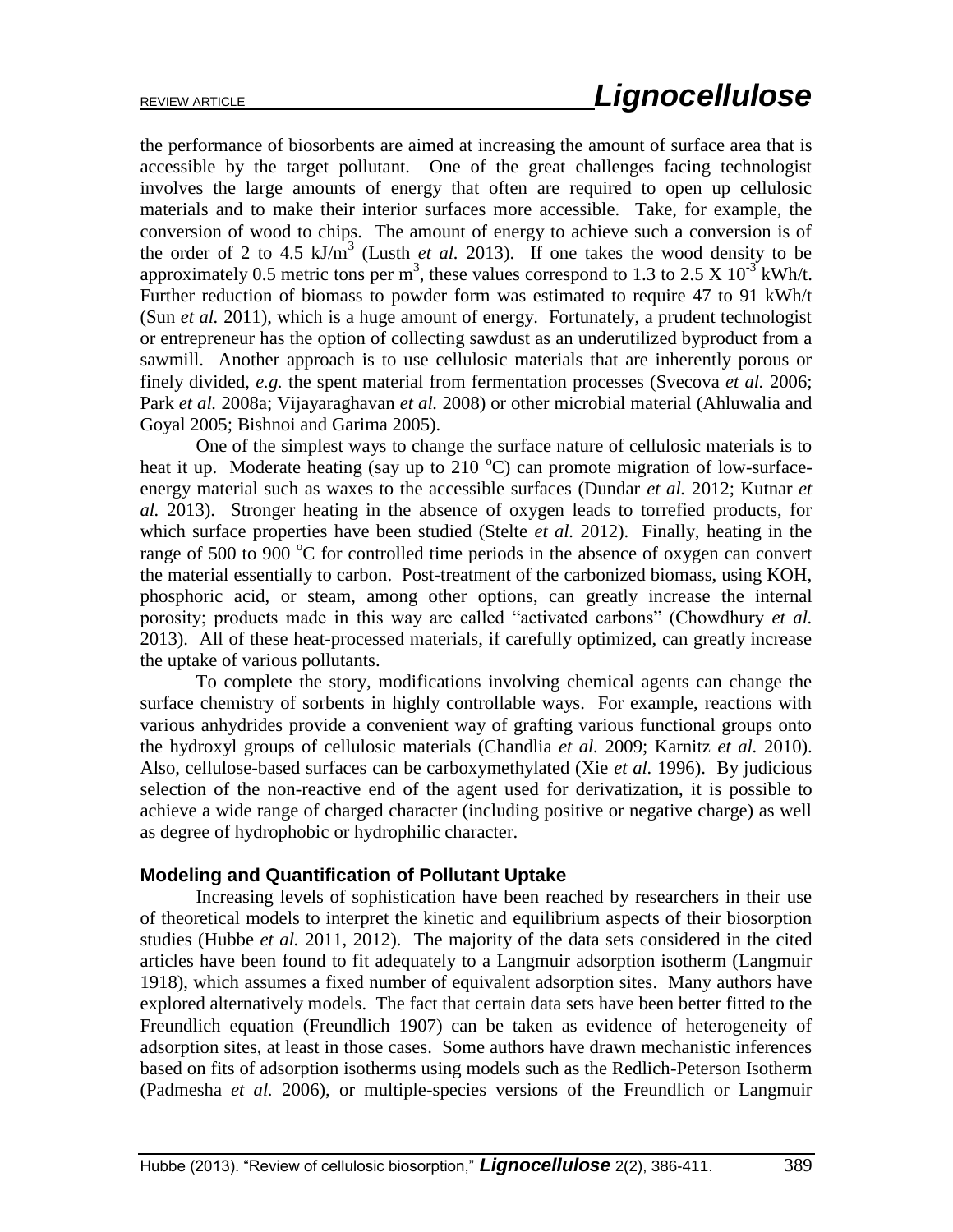the performance of biosorbents are aimed at increasing the amount of surface area that is accessible by the target pollutant. One of the great challenges facing technologist involves the large amounts of energy that often are required to open up cellulosic materials and to make their interior surfaces more accessible. Take, for example, the conversion of wood to chips. The amount of energy to achieve such a conversion is of the order of 2 to 4.5 $kJ/m^3$ (Lusth *et al.* 2013). If one takes the wood density to be approximately 0.5 metric tons per $m^3$, these values correspond to 1.3 to 2.5 X $10^{-3}$ kWh/t. Further reduction of biomass to powder form was estimated to require 47 to 91 kWh/t (Sun *et al.* 2011), which is a huge amount of energy. Fortunately, a prudent technologist or entrepreneur has the option of collecting sawdust as an underutilized byproduct from a sawmill. Another approach is to use cellulosic materials that are inherently porous or finely divided, *e.g.* the spent material from fermentation processes (Svecova *et al.* 2006; Park *et al.* 2008a; Vijayaraghavan *et al.* 2008) or other microbial material (Ahluwalia and Goyal 2005; Bishnoi and Garima 2005).

One of the simplest ways to change the surface nature of cellulosic materials is to heat it up. Moderate heating (say up to 210 $^oC$) can promote migration of low-surface-energy material such as waxes to the accessible surfaces (Dundar *et al.* 2012; Kutnar *et al.* 2013). Stronger heating in the absence of oxygen leads to torrefied products, for which surface properties have been studied (Stelte *et al.* 2012). Finally, heating in the range of 500 to 900 $^oC$ for controlled time periods in the absence of oxygen can convert the material essentially to carbon. Post-treatment of the carbonized biomass, using KOH, phosphoric acid, or steam, among other options, can greatly increase the internal porosity; products made in this way are called "activated carbons" (Chowdhury *et al.* 2013). All of these heat-processed materials, if carefully optimized, can greatly increase the uptake of various pollutants.

To complete the story, modifications involving chemical agents can change the surface chemistry of sorbents in highly controllable ways. For example, reactions with various anhydrides provide a convenient way of grafting various functional groups onto the hydroxyl groups of cellulosic materials (Chandlia *et al.* 2009; Karnitz *et al.* 2010). Also, cellulose-based surfaces can be carboxymethylated (Xie *et al.* 1996). By judicious selection of the non-reactive end of the agent used for derivatization, it is possible to achieve a wide range of charged character (including positive or negative charge) as well as degree of hydrophobic or hydrophilic character.

### Modeling and Quantification of Pollutant Uptake

Increasing levels of sophistication have been reached by researchers in their use of theoretical models to interpret the kinetic and equilibrium aspects of their biosorption studies (Hubbe *et al.* 2011, 2012). The majority of the data sets considered in the cited articles have been found to fit adequately to a Langmuir adsorption isotherm (Langmuir 1918), which assumes a fixed number of equivalent adsorption sites. Many authors have explored alternatively models. The fact that certain data sets have been better fitted to the Freundlich equation (Freundlich 1907) can be taken as evidence of heterogeneity of adsorption sites, at least in those cases. Some authors have drawn mechanistic inferences based on fits of adsorption isotherms using models such as the Redlich-Peterson Isotherm (Padmesha *et al.* 2006), or multiple-species versions of the Freundlich or Langmuir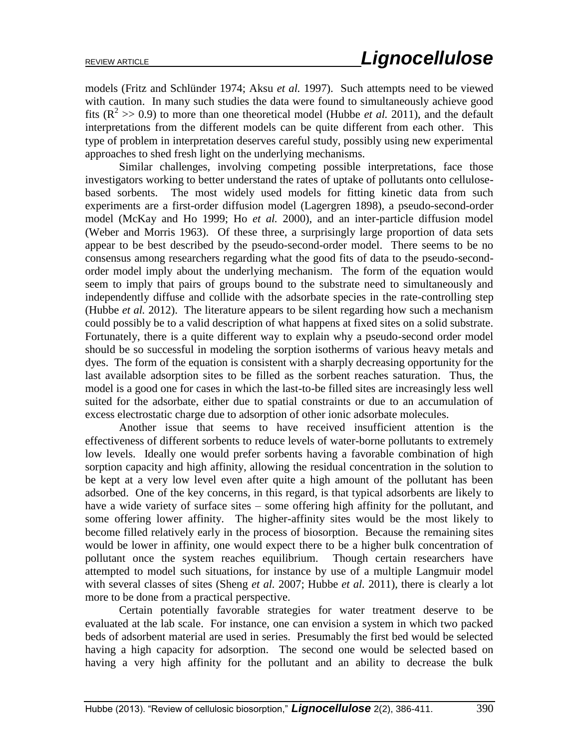models (Fritz and Schlünder 1974; Aksu *et al.* 1997). Such attempts need to be viewed with caution. In many such studies the data were found to simultaneously achieve good fits ($R^2 >> 0.9$) to more than one theoretical model (Hubbe *et al.* 2011), and the default interpretations from the different models can be quite different from each other. This type of problem in interpretation deserves careful study, possibly using new experimental approaches to shed fresh light on the underlying mechanisms.

Similar challenges, involving competing possible interpretations, face those investigators working to better understand the rates of uptake of pollutants onto cellulose-based sorbents. The most widely used models for fitting kinetic data from such experiments are a first-order diffusion model (Lagergren 1898), a pseudo-second-order model (McKay and Ho 1999; Ho *et al.* 2000), and an inter-particle diffusion model (Weber and Morris 1963). Of these three, a surprisingly large proportion of data sets appear to be best described by the pseudo-second-order model. There seems to be no consensus among researchers regarding what the good fits of data to the pseudo-second-order model imply about the underlying mechanism. The form of the equation would seem to imply that pairs of groups bound to the substrate need to simultaneously and independently diffuse and collide with the adsorbate species in the rate-controlling step (Hubbe *et al.* 2012). The literature appears to be silent regarding how such a mechanism could possibly be to a valid description of what happens at fixed sites on a solid substrate. Fortunately, there is a quite different way to explain why a pseudo-second order model should be so successful in modeling the sorption isotherms of various heavy metals and dyes. The form of the equation is consistent with a sharply decreasing opportunity for the last available adsorption sites to be filled as the sorbent reaches saturation. Thus, the model is a good one for cases in which the last-to-be filled sites are increasingly less well suited for the adsorbate, either due to spatial constraints or due to an accumulation of excess electrostatic charge due to adsorption of other ionic adsorbate molecules.

Another issue that seems to have received insufficient attention is the effectiveness of different sorbents to reduce levels of water-borne pollutants to extremely low levels. Ideally one would prefer sorbents having a favorable combination of high sorption capacity and high affinity, allowing the residual concentration in the solution to be kept at a very low level even after quite a high amount of the pollutant has been adsorbed. One of the key concerns, in this regard, is that typical adsorbents are likely to have a wide variety of surface sites – some offering high affinity for the pollutant, and some offering lower affinity. The higher-affinity sites would be the most likely to become filled relatively early in the process of biosorption. Because the remaining sites would be lower in affinity, one would expect there to be a higher bulk concentration of pollutant once the system reaches equilibrium. Though certain researchers have attempted to model such situations, for instance by use of a multiple Langmuir model with several classes of sites (Sheng *et al.* 2007; Hubbe *et al.* 2011), there is clearly a lot more to be done from a practical perspective.

Certain potentially favorable strategies for water treatment deserve to be evaluated at the lab scale. For instance, one can envision a system in which two packed beds of adsorbent material are used in series. Presumably the first bed would be selected having a high capacity for adsorption. The second one would be selected based on having a very high affinity for the pollutant and an ability to decrease the bulk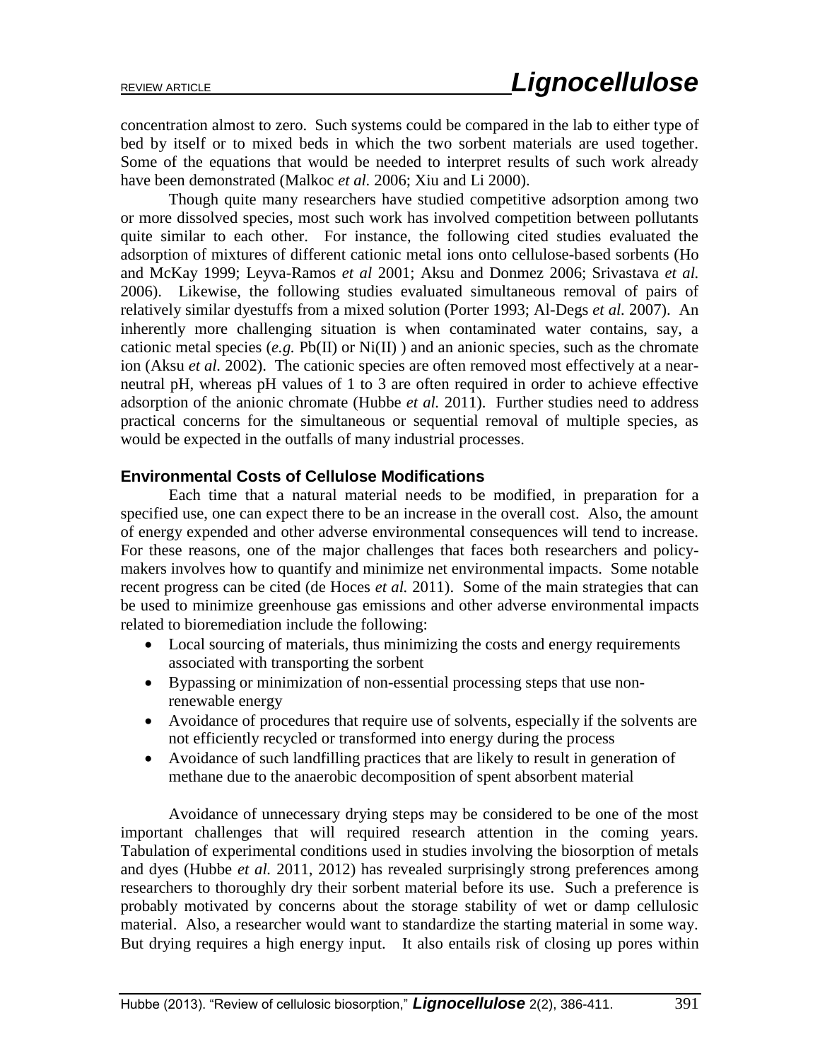concentration almost to zero. Such systems could be compared in the lab to either type of bed by itself or to mixed beds in which the two sorbent materials are used together. Some of the equations that would be needed to interpret results of such work already have been demonstrated (Malkoc *et al.* 2006; Xiu and Li 2000).

Though quite many researchers have studied competitive adsorption among two or more dissolved species, most such work has involved competition between pollutants quite similar to each other. For instance, the following cited studies evaluated the adsorption of mixtures of different cationic metal ions onto cellulose-based sorbents (Ho and McKay 1999; Leyva-Ramos *et al* 2001; Aksu and Donmez 2006; Srivastava *et al.* 2006). Likewise, the following studies evaluated simultaneous removal of pairs of relatively similar dyestuffs from a mixed solution (Porter 1993; Al-Degs *et al.* 2007). An inherently more challenging situation is when contaminated water contains, say, a cationic metal species (*e.g.* Pb(II) or Ni(II) ) and an anionic species, such as the chromate ion (Aksu *et al.* 2002). The cationic species are often removed most effectively at a near-neutral pH, whereas pH values of 1 to 3 are often required in order to achieve effective adsorption of the anionic chromate (Hubbe *et al.* 2011). Further studies need to address practical concerns for the simultaneous or sequential removal of multiple species, as would be expected in the outfalls of many industrial processes.

### Environmental Costs of Cellulose Modifications

Each time that a natural material needs to be modified, in preparation for a specified use, one can expect there to be an increase in the overall cost. Also, the amount of energy expended and other adverse environmental consequences will tend to increase. For these reasons, one of the major challenges that faces both researchers and policy-makers involves how to quantify and minimize net environmental impacts. Some notable recent progress can be cited (de Hoces *et al.* 2011). Some of the main strategies that can be used to minimize greenhouse gas emissions and other adverse environmental impacts related to bioremediation include the following:

- Local sourcing of materials, thus minimizing the costs and energy requirements associated with transporting the sorbent
- Bypassing or minimization of non-essential processing steps that use non-renewable energy
- Avoidance of procedures that require use of solvents, especially if the solvents are not efficiently recycled or transformed into energy during the process
- Avoidance of such landfilling practices that are likely to result in generation of methane due to the anaerobic decomposition of spent absorbent material

Avoidance of unnecessary drying steps may be considered to be one of the most important challenges that will required research attention in the coming years. Tabulation of experimental conditions used in studies involving the biosorption of metals and dyes (Hubbe *et al.* 2011, 2012) has revealed surprisingly strong preferences among researchers to thoroughly dry their sorbent material before its use. Such a preference is probably motivated by concerns about the storage stability of wet or damp cellulosic material. Also, a researcher would want to standardize the starting material in some way. But drying requires a high energy input. It also entails risk of closing up pores within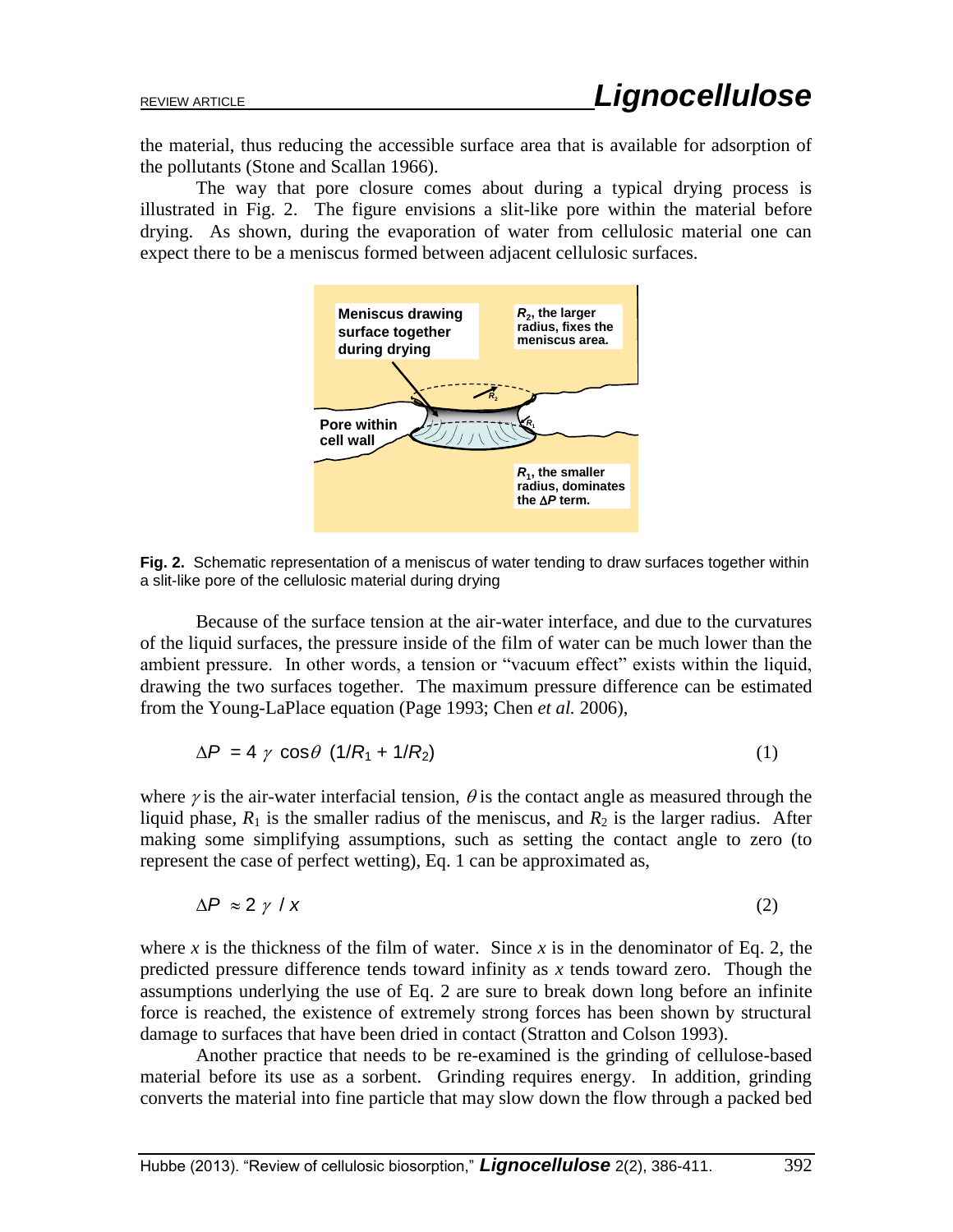the material, thus reducing the accessible surface area that is available for adsorption of the pollutants (Stone and Scallan 1966).

The way that pore closure comes about during a typical drying process is illustrated in Fig. 2. The figure envisions a slit-like pore within the material before drying. As shown, during the evaporation of water from cellulosic material one can expect there to be a meniscus formed between adjacent cellulosic surfaces.

**Fig. 2.** Schematic representation of a meniscus of water tending to draw surfaces together within a slit-like pore of the cellulosic material during drying

Because of the surface tension at the air-water interface, and due to the curvatures of the liquid surfaces, the pressure inside of the film of water can be much lower than the ambient pressure. In other words, a tension or "vacuum effect" exists within the liquid, drawing the two surfaces together. The maximum pressure difference can be estimated from the Young-LaPlace equation (Page 1993; Chen *et al.* 2006),

$$\Delta P = 4\,\gamma\,\cos\theta\,\left(1/R_1 + 1/R_2\right) \tag{1}$$

where $\gamma$ is the air-water interfacial tension, $\theta$ is the contact angle as measured through the liquid phase, $R_1$ is the smaller radius of the meniscus, and $R_2$ is the larger radius. After making some simplifying assumptions, such as setting the contact angle to zero (to represent the case of perfect wetting), Eq. 1 can be approximated as,

$$\Delta P \approx 2\,\gamma\,/\,x \tag{2}$$

where $x$ is the thickness of the film of water. Since $x$ is in the denominator of Eq. 2, the predicted pressure difference tends toward infinity as $x$ tends toward zero. Though the assumptions underlying the use of Eq. 2 are sure to break down long before an infinite force is reached, the existence of extremely strong forces has been shown by structural damage to surfaces that have been dried in contact (Stratton and Colson 1993).

Another practice that needs to be re-examined is the grinding of cellulose-based material before its use as a sorbent. Grinding requires energy. In addition, grinding converts the material into fine particle that may slow down the flow through a packed bed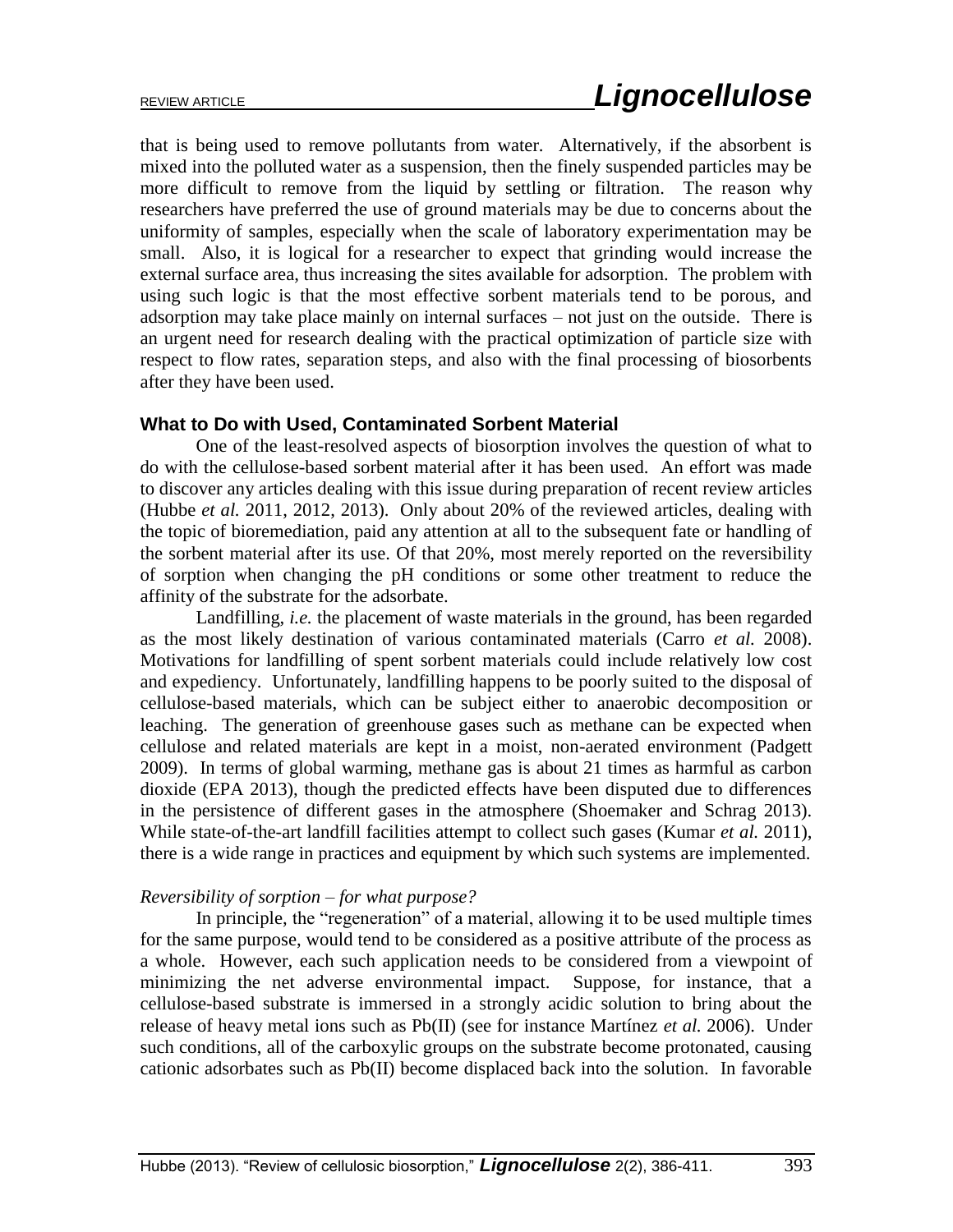that is being used to remove pollutants from water. Alternatively, if the absorbent is mixed into the polluted water as a suspension, then the finely suspended particles may be more difficult to remove from the liquid by settling or filtration. The reason why researchers have preferred the use of ground materials may be due to concerns about the uniformity of samples, especially when the scale of laboratory experimentation may be small. Also, it is logical for a researcher to expect that grinding would increase the external surface area, thus increasing the sites available for adsorption. The problem with using such logic is that the most effective sorbent materials tend to be porous, and adsorption may take place mainly on internal surfaces – not just on the outside. There is an urgent need for research dealing with the practical optimization of particle size with respect to flow rates, separation steps, and also with the final processing of biosorbents after they have been used.

### What to Do with Used, Contaminated Sorbent Material

One of the least-resolved aspects of biosorption involves the question of what to do with the cellulose-based sorbent material after it has been used. An effort was made to discover any articles dealing with this issue during preparation of recent review articles (Hubbe *et al.* 2011, 2012, 2013). Only about 20% of the reviewed articles, dealing with the topic of bioremediation, paid any attention at all to the subsequent fate or handling of the sorbent material after its use. Of that 20%, most merely reported on the reversibility of sorption when changing the pH conditions or some other treatment to reduce the affinity of the substrate for the adsorbate.

Landfilling, *i.e.* the placement of waste materials in the ground, has been regarded as the most likely destination of various contaminated materials (Carro *et al.* 2008). Motivations for landfilling of spent sorbent materials could include relatively low cost and expediency. Unfortunately, landfilling happens to be poorly suited to the disposal of cellulose-based materials, which can be subject either to anaerobic decomposition or leaching. The generation of greenhouse gases such as methane can be expected when cellulose and related materials are kept in a moist, non-aerated environment (Padgett 2009). In terms of global warming, methane gas is about 21 times as harmful as carbon dioxide (EPA 2013), though the predicted effects have been disputed due to differences in the persistence of different gases in the atmosphere (Shoemaker and Schrag 2013). While state-of-the-art landfill facilities attempt to collect such gases (Kumar *et al.* 2011), there is a wide range in practices and equipment by which such systems are implemented.

#### *Reversibility of sorption – for what purpose?*

In principle, the "regeneration" of a material, allowing it to be used multiple times for the same purpose, would tend to be considered as a positive attribute of the process as a whole. However, each such application needs to be considered from a viewpoint of minimizing the net adverse environmental impact. Suppose, for instance, that a cellulose-based substrate is immersed in a strongly acidic solution to bring about the release of heavy metal ions such as Pb(II) (see for instance Martínez *et al.* 2006). Under such conditions, all of the carboxylic groups on the substrate become protonated, causing cationic adsorbates such as Pb(II) become displaced back into the solution. In favorable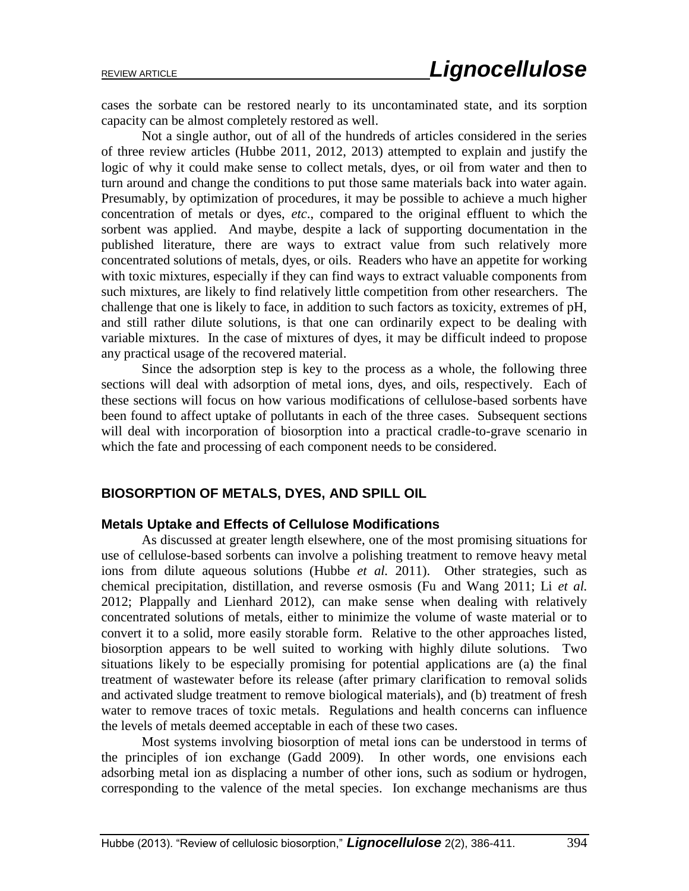cases the sorbate can be restored nearly to its uncontaminated state, and its sorption capacity can be almost completely restored as well.

Not a single author, out of all of the hundreds of articles considered in the series of three review articles (Hubbe 2011, 2012, 2013) attempted to explain and justify the logic of why it could make sense to collect metals, dyes, or oil from water and then to turn around and change the conditions to put those same materials back into water again. Presumably, by optimization of procedures, it may be possible to achieve a much higher concentration of metals or dyes, *etc*., compared to the original effluent to which the sorbent was applied. And maybe, despite a lack of supporting documentation in the published literature, there are ways to extract value from such relatively more concentrated solutions of metals, dyes, or oils. Readers who have an appetite for working with toxic mixtures, especially if they can find ways to extract valuable components from such mixtures, are likely to find relatively little competition from other researchers. The challenge that one is likely to face, in addition to such factors as toxicity, extremes of pH, and still rather dilute solutions, is that one can ordinarily expect to be dealing with variable mixtures. In the case of mixtures of dyes, it may be difficult indeed to propose any practical usage of the recovered material.

Since the adsorption step is key to the process as a whole, the following three sections will deal with adsorption of metal ions, dyes, and oils, respectively. Each of these sections will focus on how various modifications of cellulose-based sorbents have been found to affect uptake of pollutants in each of the three cases. Subsequent sections will deal with incorporation of biosorption into a practical cradle-to-grave scenario in which the fate and processing of each component needs to be considered.

## BIOSORPTION OF METALS, DYES, AND SPILL OIL

### Metals Uptake and Effects of Cellulose Modifications

As discussed at greater length elsewhere, one of the most promising situations for use of cellulose-based sorbents can involve a polishing treatment to remove heavy metal ions from dilute aqueous solutions (Hubbe *et al.* 2011). Other strategies, such as chemical precipitation, distillation, and reverse osmosis (Fu and Wang 2011; Li *et al.* 2012; Plappally and Lienhard 2012), can make sense when dealing with relatively concentrated solutions of metals, either to minimize the volume of waste material or to convert it to a solid, more easily storable form. Relative to the other approaches listed, biosorption appears to be well suited to working with highly dilute solutions. Two situations likely to be especially promising for potential applications are (a) the final treatment of wastewater before its release (after primary clarification to removal solids and activated sludge treatment to remove biological materials), and (b) treatment of fresh water to remove traces of toxic metals. Regulations and health concerns can influence the levels of metals deemed acceptable in each of these two cases.

Most systems involving biosorption of metal ions can be understood in terms of the principles of ion exchange (Gadd 2009). In other words, one envisions each adsorbing metal ion as displacing a number of other ions, such as sodium or hydrogen, corresponding to the valence of the metal species. Ion exchange mechanisms are thus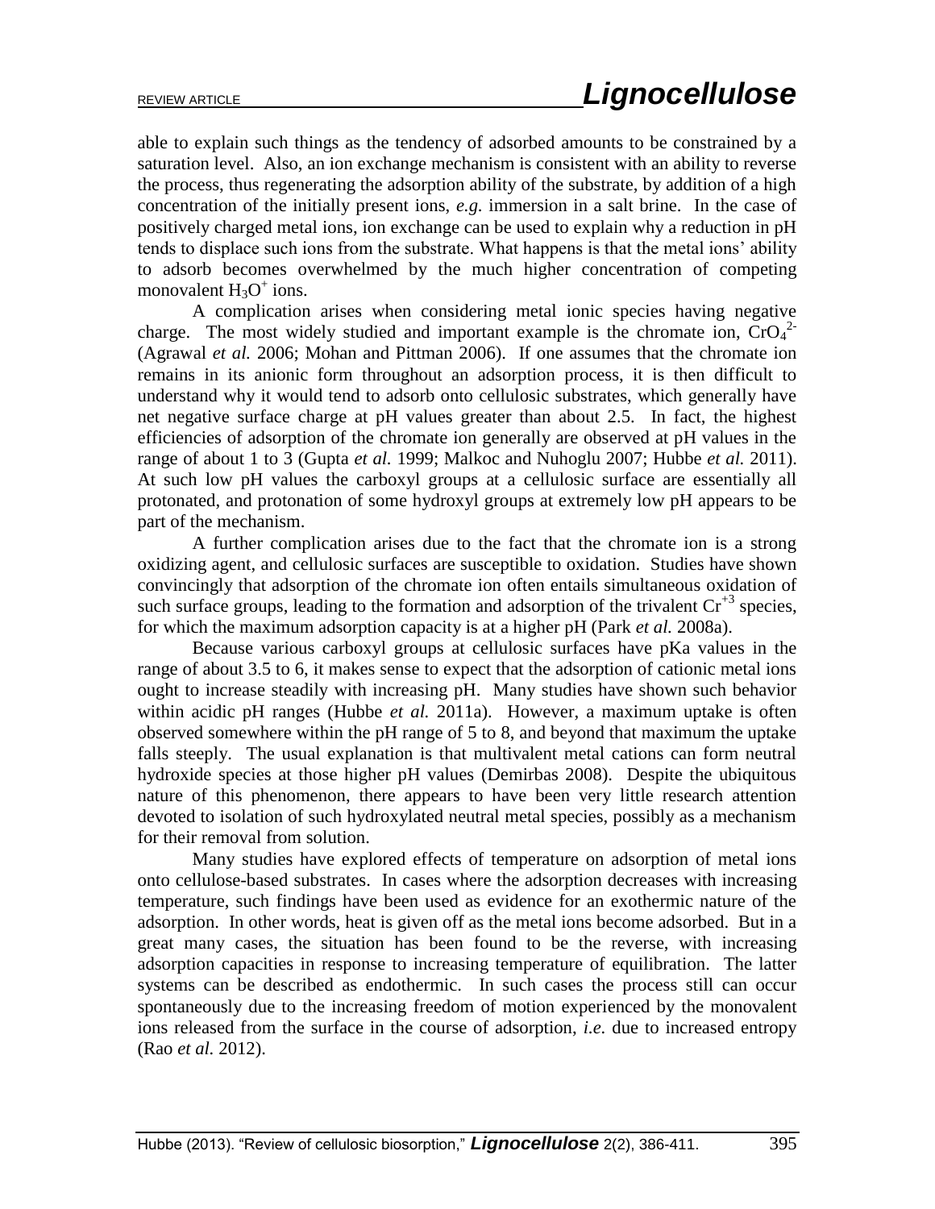able to explain such things as the tendency of adsorbed amounts to be constrained by a saturation level. Also, an ion exchange mechanism is consistent with an ability to reverse the process, thus regenerating the adsorption ability of the substrate, by addition of a high concentration of the initially present ions, *e.g.* immersion in a salt brine. In the case of positively charged metal ions, ion exchange can be used to explain why a reduction in pH tends to displace such ions from the substrate. What happens is that the metal ions' ability to adsorb becomes overwhelmed by the much higher concentration of competing monovalent $H_3O^+$ ions.

A complication arises when considering metal ionic species having negative charge. The most widely studied and important example is the chromate ion, $CrO_4^{2-}$ (Agrawal *et al.* 2006; Mohan and Pittman 2006). If one assumes that the chromate ion remains in its anionic form throughout an adsorption process, it is then difficult to understand why it would tend to adsorb onto cellulosic substrates, which generally have net negative surface charge at pH values greater than about 2.5. In fact, the highest efficiencies of adsorption of the chromate ion generally are observed at pH values in the range of about 1 to 3 (Gupta *et al.* 1999; Malkoc and Nuhoglu 2007; Hubbe *et al.* 2011). At such low pH values the carboxyl groups at a cellulosic surface are essentially all protonated, and protonation of some hydroxyl groups at extremely low pH appears to be part of the mechanism.

A further complication arises due to the fact that the chromate ion is a strong oxidizing agent, and cellulosic surfaces are susceptible to oxidation. Studies have shown convincingly that adsorption of the chromate ion often entails simultaneous oxidation of such surface groups, leading to the formation and adsorption of the trivalent $Cr^{+3}$ species, for which the maximum adsorption capacity is at a higher pH (Park *et al.* 2008a).

Because various carboxyl groups at cellulosic surfaces have pKa values in the range of about 3.5 to 6, it makes sense to expect that the adsorption of cationic metal ions ought to increase steadily with increasing pH. Many studies have shown such behavior within acidic pH ranges (Hubbe *et al.* 2011a). However, a maximum uptake is often observed somewhere within the pH range of 5 to 8, and beyond that maximum the uptake falls steeply. The usual explanation is that multivalent metal cations can form neutral hydroxide species at those higher pH values (Demirbas 2008). Despite the ubiquitous nature of this phenomenon, there appears to have been very little research attention devoted to isolation of such hydroxylated neutral metal species, possibly as a mechanism for their removal from solution.

Many studies have explored effects of temperature on adsorption of metal ions onto cellulose-based substrates. In cases where the adsorption decreases with increasing temperature, such findings have been used as evidence for an exothermic nature of the adsorption. In other words, heat is given off as the metal ions become adsorbed. But in a great many cases, the situation has been found to be the reverse, with increasing adsorption capacities in response to increasing temperature of equilibration. The latter systems can be described as endothermic. In such cases the process still can occur spontaneously due to the increasing freedom of motion experienced by the monovalent ions released from the surface in the course of adsorption, *i.e.* due to increased entropy (Rao *et al.* 2012).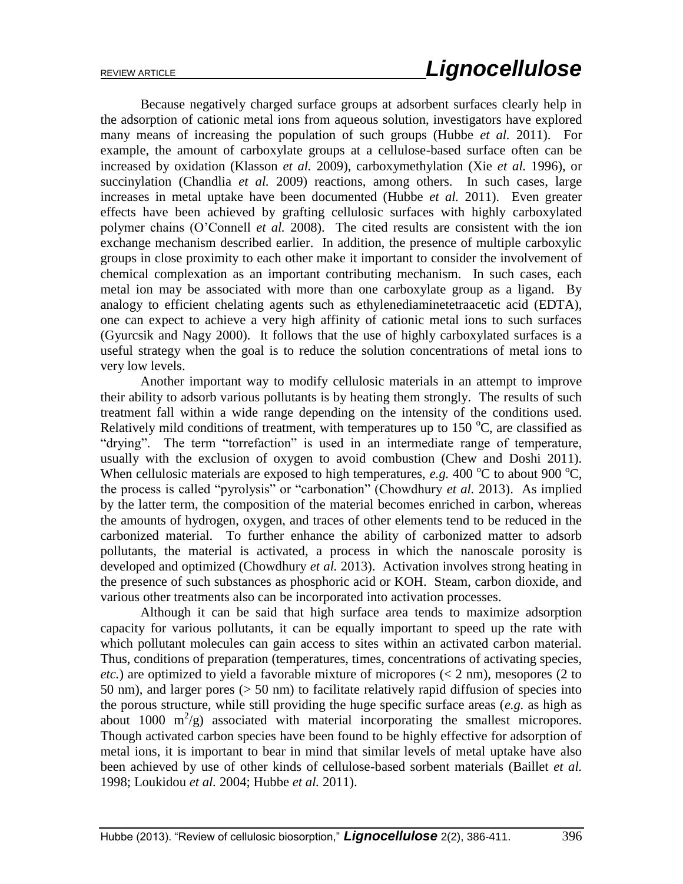Because negatively charged surface groups at adsorbent surfaces clearly help in the adsorption of cationic metal ions from aqueous solution, investigators have explored many means of increasing the population of such groups (Hubbe *et al.* 2011). For example, the amount of carboxylate groups at a cellulose-based surface often can be increased by oxidation (Klasson *et al.* 2009), carboxymethylation (Xie *et al.* 1996), or succinylation (Chandlia *et al.* 2009) reactions, among others. In such cases, large increases in metal uptake have been documented (Hubbe *et al.* 2011). Even greater effects have been achieved by grafting cellulosic surfaces with highly carboxylated polymer chains (O'Connell *et al.* 2008). The cited results are consistent with the ion exchange mechanism described earlier. In addition, the presence of multiple carboxylic groups in close proximity to each other make it important to consider the involvement of chemical complexation as an important contributing mechanism. In such cases, each metal ion may be associated with more than one carboxylate group as a ligand. By analogy to efficient chelating agents such as ethylenediaminetetraacetic acid (EDTA), one can expect to achieve a very high affinity of cationic metal ions to such surfaces (Gyurcsik and Nagy 2000). It follows that the use of highly carboxylated surfaces is a useful strategy when the goal is to reduce the solution concentrations of metal ions to very low levels.

Another important way to modify cellulosic materials in an attempt to improve their ability to adsorb various pollutants is by heating them strongly. The results of such treatment fall within a wide range depending on the intensity of the conditions used. Relatively mild conditions of treatment, with temperatures up to 150 $^oC$, are classified as "drying". The term "torrefaction" is used in an intermediate range of temperature, usually with the exclusion of oxygen to avoid combustion (Chew and Doshi 2011). When cellulosic materials are exposed to high temperatures, *e.g.* 400 $^oC$ to about 900 $^oC$, the process is called "pyrolysis" or "carbonation" (Chowdhury *et al.* 2013). As implied by the latter term, the composition of the material becomes enriched in carbon, whereas the amounts of hydrogen, oxygen, and traces of other elements tend to be reduced in the carbonized material. To further enhance the ability of carbonized matter to adsorb pollutants, the material is activated, a process in which the nanoscale porosity is developed and optimized (Chowdhury *et al.* 2013). Activation involves strong heating in the presence of such substances as phosphoric acid or KOH. Steam, carbon dioxide, and various other treatments also can be incorporated into activation processes.

Although it can be said that high surface area tends to maximize adsorption capacity for various pollutants, it can be equally important to speed up the rate with which pollutant molecules can gain access to sites within an activated carbon material. Thus, conditions of preparation (temperatures, times, concentrations of activating species, *etc.*) are optimized to yield a favorable mixture of micropores (< 2 nm), mesopores (2 to 50 nm), and larger pores (> 50 nm) to facilitate relatively rapid diffusion of species into the porous structure, while still providing the huge specific surface areas (*e.g.* as high as about 1000 $m^2/g$) associated with material incorporating the smallest micropores. Though activated carbon species have been found to be highly effective for adsorption of metal ions, it is important to bear in mind that similar levels of metal uptake have also been achieved by use of other kinds of cellulose-based sorbent materials (Baillet *et al.* 1998; Loukidou *et al.* 2004; Hubbe *et al.* 2011).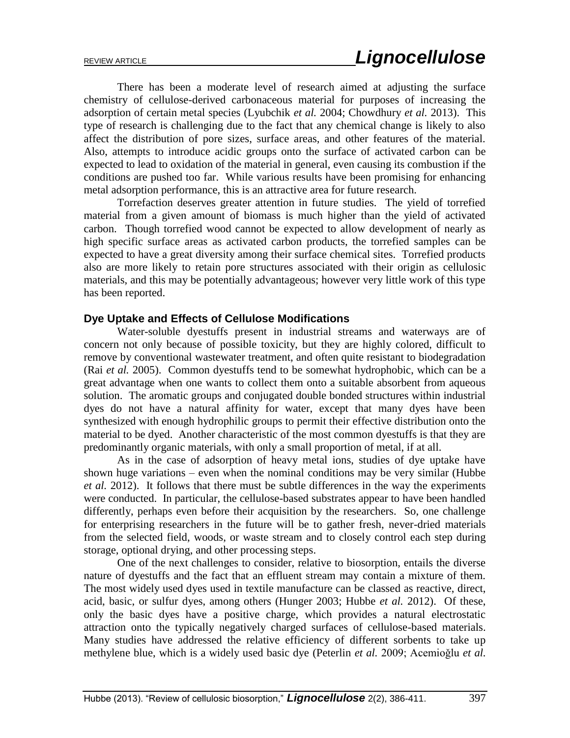There has been a moderate level of research aimed at adjusting the surface chemistry of cellulose-derived carbonaceous material for purposes of increasing the adsorption of certain metal species (Lyubchik *et al.* 2004; Chowdhury *et al.* 2013). This type of research is challenging due to the fact that any chemical change is likely to also affect the distribution of pore sizes, surface areas, and other features of the material. Also, attempts to introduce acidic groups onto the surface of activated carbon can be expected to lead to oxidation of the material in general, even causing its combustion if the conditions are pushed too far. While various results have been promising for enhancing metal adsorption performance, this is an attractive area for future research.

Torrefaction deserves greater attention in future studies. The yield of torrefied material from a given amount of biomass is much higher than the yield of activated carbon. Though torrefied wood cannot be expected to allow development of nearly as high specific surface areas as activated carbon products, the torrefied samples can be expected to have a great diversity among their surface chemical sites. Torrefied products also are more likely to retain pore structures associated with their origin as cellulosic materials, and this may be potentially advantageous; however very little work of this type has been reported.

### Dye Uptake and Effects of Cellulose Modifications

Water-soluble dyestuffs present in industrial streams and waterways are of concern not only because of possible toxicity, but they are highly colored, difficult to remove by conventional wastewater treatment, and often quite resistant to biodegradation (Rai *et al.* 2005). Common dyestuffs tend to be somewhat hydrophobic, which can be a great advantage when one wants to collect them onto a suitable absorbent from aqueous solution. The aromatic groups and conjugated double bonded structures within industrial dyes do not have a natural affinity for water, except that many dyes have been synthesized with enough hydrophilic groups to permit their effective distribution onto the material to be dyed. Another characteristic of the most common dyestuffs is that they are predominantly organic materials, with only a small proportion of metal, if at all.

As in the case of adsorption of heavy metal ions, studies of dye uptake have shown huge variations – even when the nominal conditions may be very similar (Hubbe *et al.* 2012). It follows that there must be subtle differences in the way the experiments were conducted. In particular, the cellulose-based substrates appear to have been handled differently, perhaps even before their acquisition by the researchers. So, one challenge for enterprising researchers in the future will be to gather fresh, never-dried materials from the selected field, woods, or waste stream and to closely control each step during storage, optional drying, and other processing steps.

One of the next challenges to consider, relative to biosorption, entails the diverse nature of dyestuffs and the fact that an effluent stream may contain a mixture of them. The most widely used dyes used in textile manufacture can be classed as reactive, direct, acid, basic, or sulfur dyes, among others (Hunger 2003; Hubbe *et al.* 2012). Of these, only the basic dyes have a positive charge, which provides a natural electrostatic attraction onto the typically negatively charged surfaces of cellulose-based materials. Many studies have addressed the relative efficiency of different sorbents to take up methylene blue, which is a widely used basic dye (Peterlin *et al.* 2009; Acemioğlu *et al.*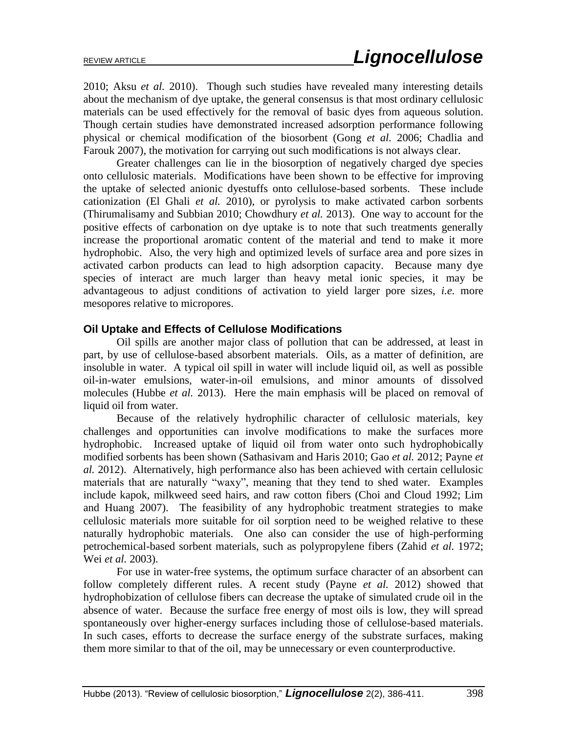2010; Aksu *et al.* 2010). Though such studies have revealed many interesting details about the mechanism of dye uptake, the general consensus is that most ordinary cellulosic materials can be used effectively for the removal of basic dyes from aqueous solution. Though certain studies have demonstrated increased adsorption performance following physical or chemical modification of the biosorbent (Gong *et al.* 2006; Chadlia and Farouk 2007), the motivation for carrying out such modifications is not always clear.

Greater challenges can lie in the biosorption of negatively charged dye species onto cellulosic materials. Modifications have been shown to be effective for improving the uptake of selected anionic dyestuffs onto cellulose-based sorbents. These include cationization (El Ghali *et al.* 2010), or pyrolysis to make activated carbon sorbents (Thirumalisamy and Subbian 2010; Chowdhury *et al.* 2013). One way to account for the positive effects of carbonation on dye uptake is to note that such treatments generally increase the proportional aromatic content of the material and tend to make it more hydrophobic. Also, the very high and optimized levels of surface area and pore sizes in activated carbon products can lead to high adsorption capacity. Because many dye species of interact are much larger than heavy metal ionic species, it may be advantageous to adjust conditions of activation to yield larger pore sizes, *i.e.* more mesopores relative to micropores.

### Oil Uptake and Effects of Cellulose Modifications

Oil spills are another major class of pollution that can be addressed, at least in part, by use of cellulose-based absorbent materials. Oils, as a matter of definition, are insoluble in water. A typical oil spill in water will include liquid oil, as well as possible oil-in-water emulsions, water-in-oil emulsions, and minor amounts of dissolved molecules (Hubbe *et al.* 2013). Here the main emphasis will be placed on removal of liquid oil from water.

Because of the relatively hydrophilic character of cellulosic materials, key challenges and opportunities can involve modifications to make the surfaces more hydrophobic. Increased uptake of liquid oil from water onto such hydrophobically modified sorbents has been shown (Sathasivam and Haris 2010; Gao *et al.* 2012; Payne *et al.* 2012). Alternatively, high performance also has been achieved with certain cellulosic materials that are naturally "waxy", meaning that they tend to shed water. Examples include kapok, milkweed seed hairs, and raw cotton fibers (Choi and Cloud 1992; Lim and Huang 2007). The feasibility of any hydrophobic treatment strategies to make cellulosic materials more suitable for oil sorption need to be weighed relative to these naturally hydrophobic materials. One also can consider the use of high-performing petrochemical-based sorbent materials, such as polypropylene fibers (Zahid *et al.* 1972; Wei *et al.* 2003).

For use in water-free systems, the optimum surface character of an absorbent can follow completely different rules. A recent study (Payne *et al.* 2012) showed that hydrophobization of cellulose fibers can decrease the uptake of simulated crude oil in the absence of water. Because the surface free energy of most oils is low, they will spread spontaneously over higher-energy surfaces including those of cellulose-based materials. In such cases, efforts to decrease the surface energy of the substrate surfaces, making them more similar to that of the oil, may be unnecessary or even counterproductive.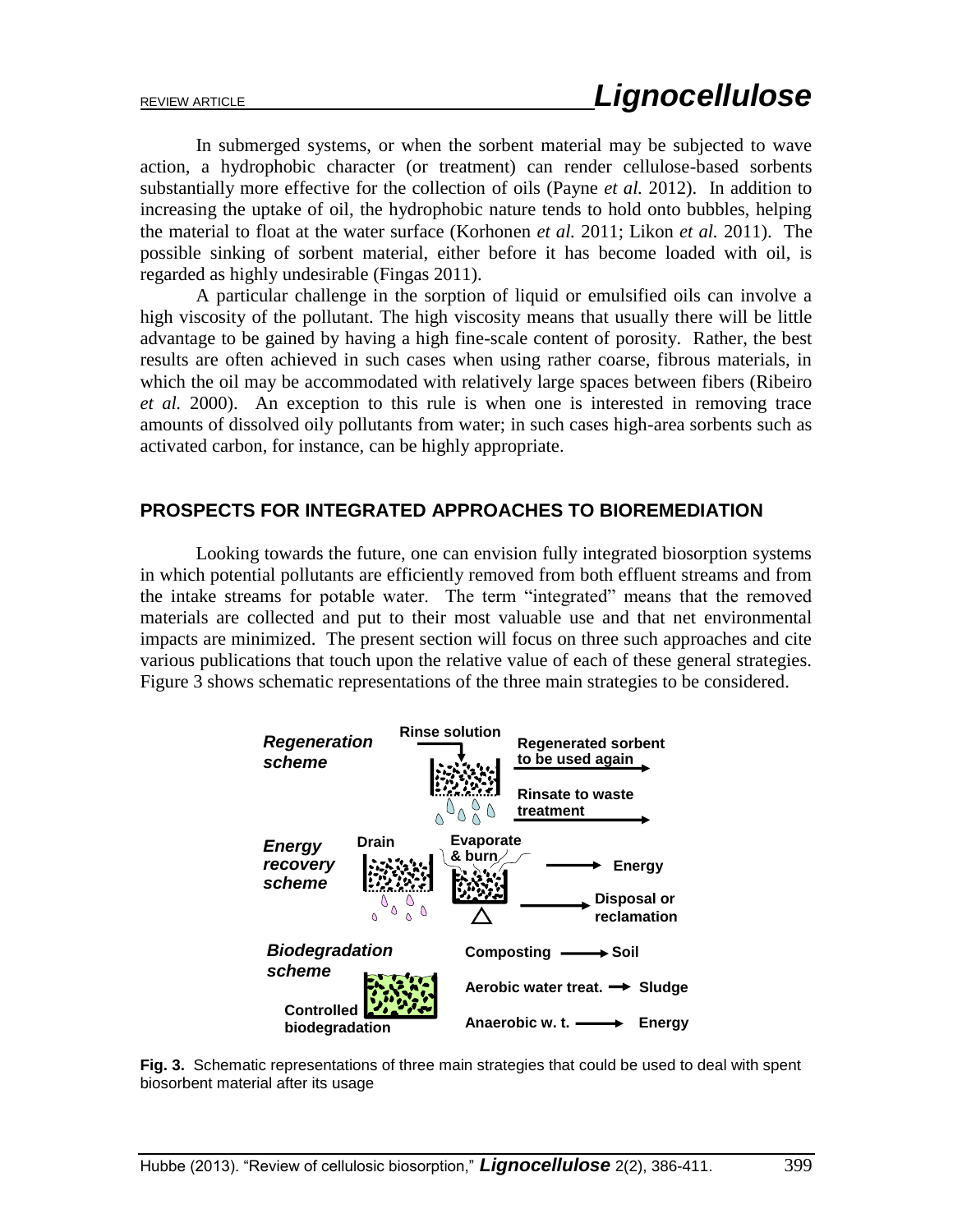In submerged systems, or when the sorbent material may be subjected to wave action, a hydrophobic character (or treatment) can render cellulose-based sorbents substantially more effective for the collection of oils (Payne *et al.* 2012). In addition to increasing the uptake of oil, the hydrophobic nature tends to hold onto bubbles, helping the material to float at the water surface (Korhonen *et al.* 2011; Likon *et al.* 2011). The possible sinking of sorbent material, either before it has become loaded with oil, is regarded as highly undesirable (Fingas 2011).

A particular challenge in the sorption of liquid or emulsified oils can involve a high viscosity of the pollutant. The high viscosity means that usually there will be little advantage to be gained by having a high fine-scale content of porosity. Rather, the best results are often achieved in such cases when using rather coarse, fibrous materials, in which the oil may be accommodated with relatively large spaces between fibers (Ribeiro *et al.* 2000). An exception to this rule is when one is interested in removing trace amounts of dissolved oily pollutants from water; in such cases high-area sorbents such as activated carbon, for instance, can be highly appropriate.

## PROSPECTS FOR INTEGRATED APPROACHES TO BIOREMEDIATION

Looking towards the future, one can envision fully integrated biosorption systems in which potential pollutants are efficiently removed from both effluent streams and from the intake streams for potable water. The term "integrated" means that the removed materials are collected and put to their most valuable use and that net environmental impacts are minimized. The present section will focus on three such approaches and cite various publications that touch upon the relative value of each of these general strategies. Figure 3 shows schematic representations of the three main strategies to be considered.

*Regeneration scheme*: Rinse solution → Regenerated sorbent to be used again; Rinsate to waste treatment

*Energy recovery scheme*: Drain; Evaporate & burn → Energy; Disposal or reclamation

*Biodegradation scheme*: Controlled biodegradation — Composting → Soil; Aerobic water treat. → Sludge; Anaerobic w. t. → Energy

**Fig. 3.** Schematic representations of three main strategies that could be used to deal with spent biosorbent material after its usage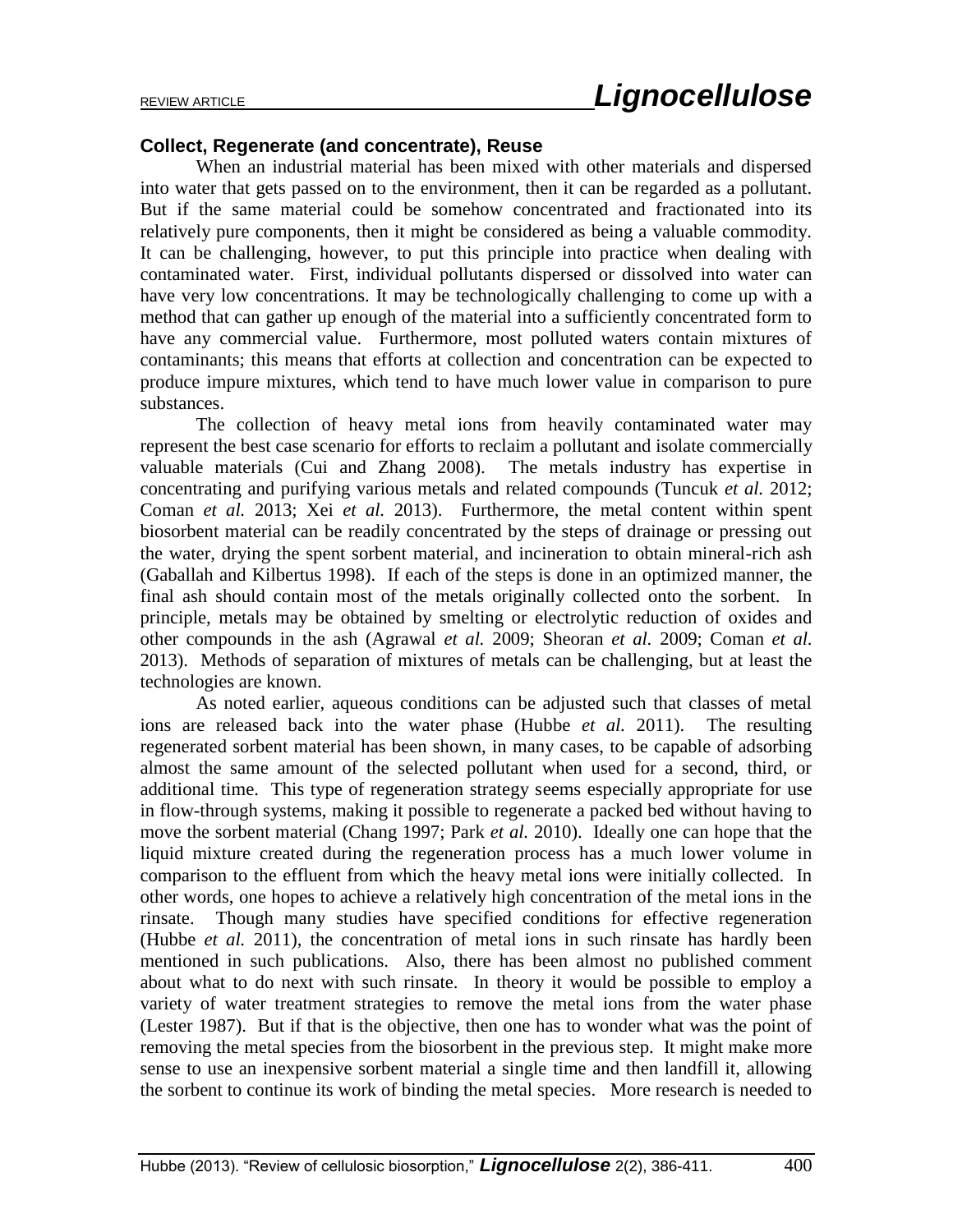### Collect, Regenerate (and concentrate), Reuse

When an industrial material has been mixed with other materials and dispersed into water that gets passed on to the environment, then it can be regarded as a pollutant. But if the same material could be somehow concentrated and fractionated into its relatively pure components, then it might be considered as being a valuable commodity. It can be challenging, however, to put this principle into practice when dealing with contaminated water. First, individual pollutants dispersed or dissolved into water can have very low concentrations. It may be technologically challenging to come up with a method that can gather up enough of the material into a sufficiently concentrated form to have any commercial value. Furthermore, most polluted waters contain mixtures of contaminants; this means that efforts at collection and concentration can be expected to produce impure mixtures, which tend to have much lower value in comparison to pure substances.

The collection of heavy metal ions from heavily contaminated water may represent the best case scenario for efforts to reclaim a pollutant and isolate commercially valuable materials (Cui and Zhang 2008). The metals industry has expertise in concentrating and purifying various metals and related compounds (Tuncuk *et al.* 2012; Coman *et al.* 2013; Xei *et al.* 2013). Furthermore, the metal content within spent biosorbent material can be readily concentrated by the steps of drainage or pressing out the water, drying the spent sorbent material, and incineration to obtain mineral-rich ash (Gaballah and Kilbertus 1998). If each of the steps is done in an optimized manner, the final ash should contain most of the metals originally collected onto the sorbent. In principle, metals may be obtained by smelting or electrolytic reduction of oxides and other compounds in the ash (Agrawal *et al.* 2009; Sheoran *et al.* 2009; Coman *et al.* 2013). Methods of separation of mixtures of metals can be challenging, but at least the technologies are known.

As noted earlier, aqueous conditions can be adjusted such that classes of metal ions are released back into the water phase (Hubbe *et al.* 2011). The resulting regenerated sorbent material has been shown, in many cases, to be capable of adsorbing almost the same amount of the selected pollutant when used for a second, third, or additional time. This type of regeneration strategy seems especially appropriate for use in flow-through systems, making it possible to regenerate a packed bed without having to move the sorbent material (Chang 1997; Park *et al.* 2010). Ideally one can hope that the liquid mixture created during the regeneration process has a much lower volume in comparison to the effluent from which the heavy metal ions were initially collected. In other words, one hopes to achieve a relatively high concentration of the metal ions in the rinsate. Though many studies have specified conditions for effective regeneration (Hubbe *et al.* 2011), the concentration of metal ions in such rinsate has hardly been mentioned in such publications. Also, there has been almost no published comment about what to do next with such rinsate. In theory it would be possible to employ a variety of water treatment strategies to remove the metal ions from the water phase (Lester 1987). But if that is the objective, then one has to wonder what was the point of removing the metal species from the biosorbent in the previous step. It might make more sense to use an inexpensive sorbent material a single time and then landfill it, allowing the sorbent to continue its work of binding the metal species. More research is needed to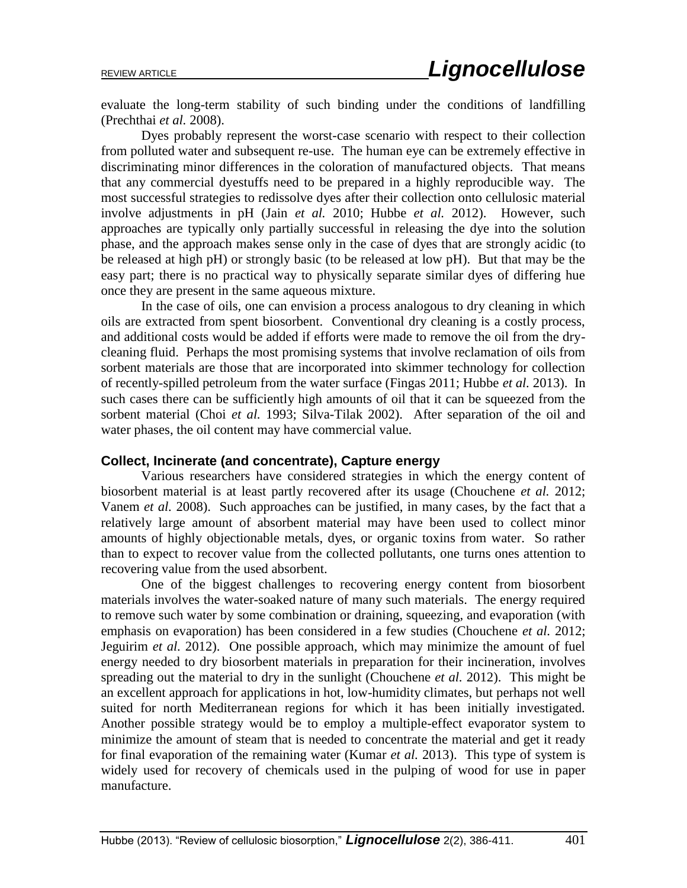evaluate the long-term stability of such binding under the conditions of landfilling (Prechthai *et al.* 2008).

Dyes probably represent the worst-case scenario with respect to their collection from polluted water and subsequent re-use. The human eye can be extremely effective in discriminating minor differences in the coloration of manufactured objects. That means that any commercial dyestuffs need to be prepared in a highly reproducible way. The most successful strategies to redissolve dyes after their collection onto cellulosic material involve adjustments in pH (Jain *et al.* 2010; Hubbe *et al.* 2012). However, such approaches are typically only partially successful in releasing the dye into the solution phase, and the approach makes sense only in the case of dyes that are strongly acidic (to be released at high pH) or strongly basic (to be released at low pH). But that may be the easy part; there is no practical way to physically separate similar dyes of differing hue once they are present in the same aqueous mixture.

In the case of oils, one can envision a process analogous to dry cleaning in which oils are extracted from spent biosorbent. Conventional dry cleaning is a costly process, and additional costs would be added if efforts were made to remove the oil from the dry-cleaning fluid. Perhaps the most promising systems that involve reclamation of oils from sorbent materials are those that are incorporated into skimmer technology for collection of recently-spilled petroleum from the water surface (Fingas 2011; Hubbe *et al.* 2013). In such cases there can be sufficiently high amounts of oil that it can be squeezed from the sorbent material (Choi *et al.* 1993; Silva-Tilak 2002). After separation of the oil and water phases, the oil content may have commercial value.

### Collect, Incinerate (and concentrate), Capture energy

Various researchers have considered strategies in which the energy content of biosorbent material is at least partly recovered after its usage (Chouchene *et al.* 2012; Vanem *et al.* 2008). Such approaches can be justified, in many cases, by the fact that a relatively large amount of absorbent material may have been used to collect minor amounts of highly objectionable metals, dyes, or organic toxins from water. So rather than to expect to recover value from the collected pollutants, one turns ones attention to recovering value from the used absorbent.

One of the biggest challenges to recovering energy content from biosorbent materials involves the water-soaked nature of many such materials. The energy required to remove such water by some combination or draining, squeezing, and evaporation (with emphasis on evaporation) has been considered in a few studies (Chouchene *et al.* 2012; Jeguirim *et al.* 2012). One possible approach, which may minimize the amount of fuel energy needed to dry biosorbent materials in preparation for their incineration, involves spreading out the material to dry in the sunlight (Chouchene *et al.* 2012). This might be an excellent approach for applications in hot, low-humidity climates, but perhaps not well suited for north Mediterranean regions for which it has been initially investigated. Another possible strategy would be to employ a multiple-effect evaporator system to minimize the amount of steam that is needed to concentrate the material and get it ready for final evaporation of the remaining water (Kumar *et al.* 2013). This type of system is widely used for recovery of chemicals used in the pulping of wood for use in paper manufacture.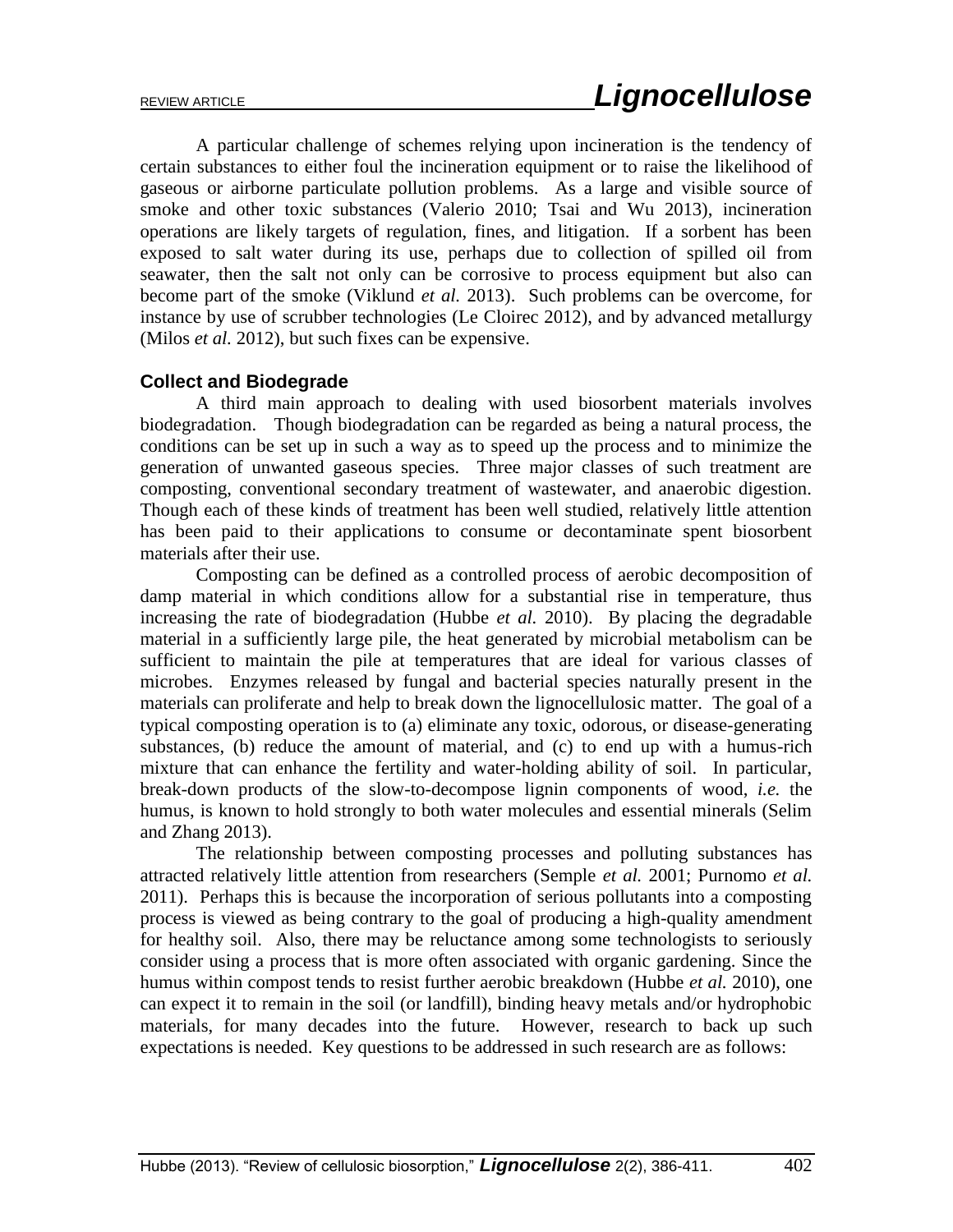A particular challenge of schemes relying upon incineration is the tendency of certain substances to either foul the incineration equipment or to raise the likelihood of gaseous or airborne particulate pollution problems. As a large and visible source of smoke and other toxic substances (Valerio 2010; Tsai and Wu 2013), incineration operations are likely targets of regulation, fines, and litigation. If a sorbent has been exposed to salt water during its use, perhaps due to collection of spilled oil from seawater, then the salt not only can be corrosive to process equipment but also can become part of the smoke (Viklund *et al.* 2013). Such problems can be overcome, for instance by use of scrubber technologies (Le Cloirec 2012), and by advanced metallurgy (Milos *et al.* 2012), but such fixes can be expensive.

### Collect and Biodegrade

A third main approach to dealing with used biosorbent materials involves biodegradation. Though biodegradation can be regarded as being a natural process, the conditions can be set up in such a way as to speed up the process and to minimize the generation of unwanted gaseous species. Three major classes of such treatment are composting, conventional secondary treatment of wastewater, and anaerobic digestion. Though each of these kinds of treatment has been well studied, relatively little attention has been paid to their applications to consume or decontaminate spent biosorbent materials after their use.

Composting can be defined as a controlled process of aerobic decomposition of damp material in which conditions allow for a substantial rise in temperature, thus increasing the rate of biodegradation (Hubbe *et al.* 2010). By placing the degradable material in a sufficiently large pile, the heat generated by microbial metabolism can be sufficient to maintain the pile at temperatures that are ideal for various classes of microbes. Enzymes released by fungal and bacterial species naturally present in the materials can proliferate and help to break down the lignocellulosic matter. The goal of a typical composting operation is to (a) eliminate any toxic, odorous, or disease-generating substances, (b) reduce the amount of material, and (c) to end up with a humus-rich mixture that can enhance the fertility and water-holding ability of soil. In particular, break-down products of the slow-to-decompose lignin components of wood, *i.e.* the humus, is known to hold strongly to both water molecules and essential minerals (Selim and Zhang 2013).

The relationship between composting processes and polluting substances has attracted relatively little attention from researchers (Semple *et al.* 2001; Purnomo *et al.* 2011). Perhaps this is because the incorporation of serious pollutants into a composting process is viewed as being contrary to the goal of producing a high-quality amendment for healthy soil. Also, there may be reluctance among some technologists to seriously consider using a process that is more often associated with organic gardening. Since the humus within compost tends to resist further aerobic breakdown (Hubbe *et al.* 2010), one can expect it to remain in the soil (or landfill), binding heavy metals and/or hydrophobic materials, for many decades into the future. However, research to back up such expectations is needed. Key questions to be addressed in such research are as follows: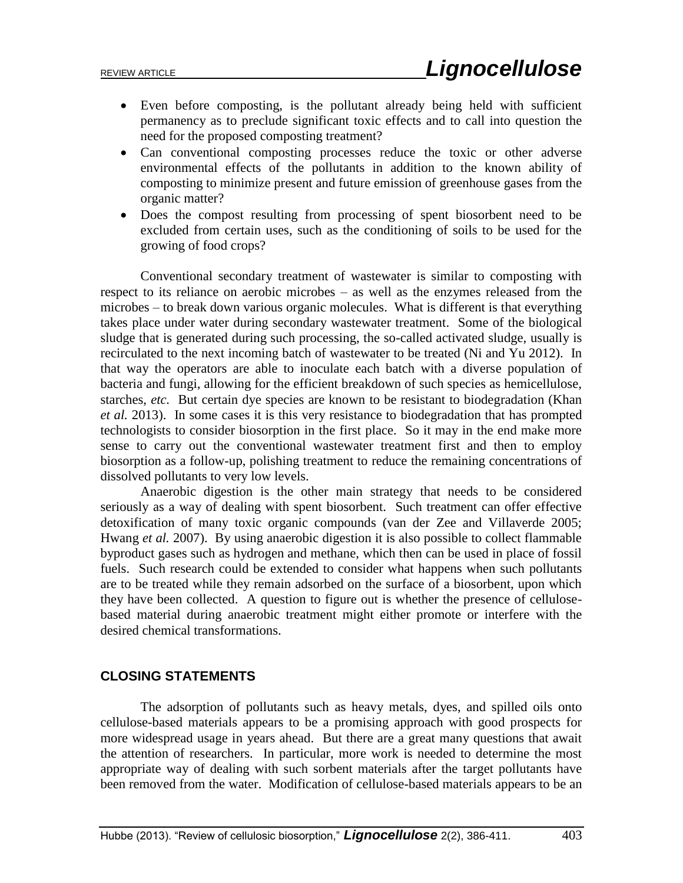- Even before composting, is the pollutant already being held with sufficient permanency as to preclude significant toxic effects and to call into question the need for the proposed composting treatment?
- Can conventional composting processes reduce the toxic or other adverse environmental effects of the pollutants in addition to the known ability of composting to minimize present and future emission of greenhouse gases from the organic matter?
- Does the compost resulting from processing of spent biosorbent need to be excluded from certain uses, such as the conditioning of soils to be used for the growing of food crops?

Conventional secondary treatment of wastewater is similar to composting with respect to its reliance on aerobic microbes – as well as the enzymes released from the microbes – to break down various organic molecules. What is different is that everything takes place under water during secondary wastewater treatment. Some of the biological sludge that is generated during such processing, the so-called activated sludge, usually is recirculated to the next incoming batch of wastewater to be treated (Ni and Yu 2012). In that way the operators are able to inoculate each batch with a diverse population of bacteria and fungi, allowing for the efficient breakdown of such species as hemicellulose, starches, *etc.* But certain dye species are known to be resistant to biodegradation (Khan *et al.* 2013). In some cases it is this very resistance to biodegradation that has prompted technologists to consider biosorption in the first place. So it may in the end make more sense to carry out the conventional wastewater treatment first and then to employ biosorption as a follow-up, polishing treatment to reduce the remaining concentrations of dissolved pollutants to very low levels.

Anaerobic digestion is the other main strategy that needs to be considered seriously as a way of dealing with spent biosorbent. Such treatment can offer effective detoxification of many toxic organic compounds (van der Zee and Villaverde 2005; Hwang *et al.* 2007). By using anaerobic digestion it is also possible to collect flammable byproduct gases such as hydrogen and methane, which then can be used in place of fossil fuels. Such research could be extended to consider what happens when such pollutants are to be treated while they remain adsorbed on the surface of a biosorbent, upon which they have been collected. A question to figure out is whether the presence of cellulose-based material during anaerobic treatment might either promote or interfere with the desired chemical transformations.

## CLOSING STATEMENTS

The adsorption of pollutants such as heavy metals, dyes, and spilled oils onto cellulose-based materials appears to be a promising approach with good prospects for more widespread usage in years ahead. But there are a great many questions that await the attention of researchers. In particular, more work is needed to determine the most appropriate way of dealing with such sorbent materials after the target pollutants have been removed from the water. Modification of cellulose-based materials appears to be an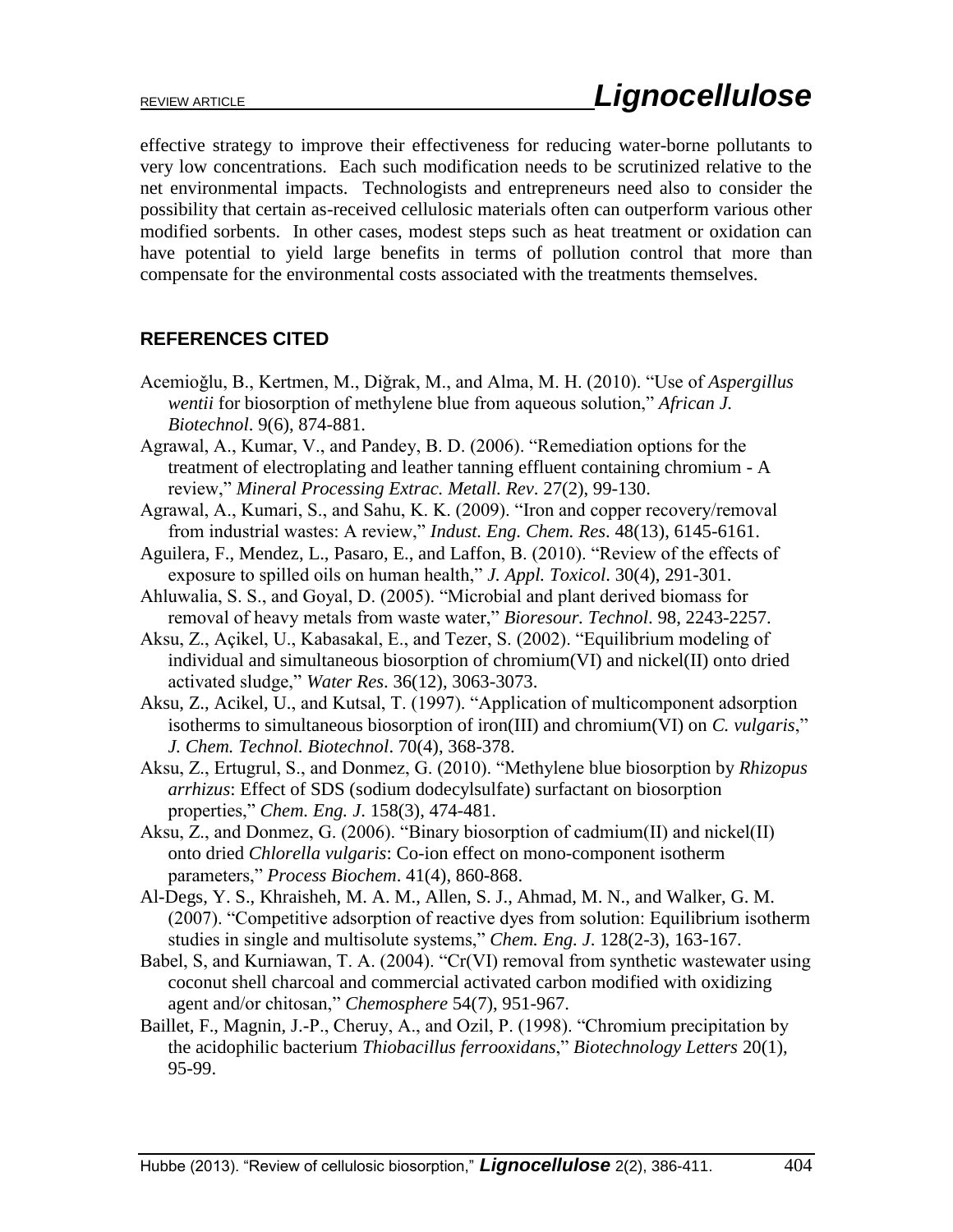effective strategy to improve their effectiveness for reducing water-borne pollutants to very low concentrations. Each such modification needs to be scrutinized relative to the net environmental impacts. Technologists and entrepreneurs need also to consider the possibility that certain as-received cellulosic materials often can outperform various other modified sorbents. In other cases, modest steps such as heat treatment or oxidation can have potential to yield large benefits in terms of pollution control that more than compensate for the environmental costs associated with the treatments themselves.

## REFERENCES CITED

Acemioğlu, B., Kertmen, M., Diğrak, M., and Alma, M. H. (2010). "Use of *Aspergillus wentii* for biosorption of methylene blue from aqueous solution," *African J. Biotechnol*. 9(6), 874-881.

Agrawal, A., Kumar, V., and Pandey, B. D. (2006). "Remediation options for the treatment of electroplating and leather tanning effluent containing chromium - A review," *Mineral Processing Extrac. Metall. Rev*. 27(2), 99-130.

Agrawal, A., Kumari, S., and Sahu, K. K. (2009). "Iron and copper recovery/removal from industrial wastes: A review," *Indust. Eng. Chem. Res*. 48(13), 6145-6161.

Aguilera, F., Mendez, L., Pasaro, E., and Laffon, B. (2010). "Review of the effects of exposure to spilled oils on human health," *J. Appl. Toxicol*. 30(4), 291-301.

Ahluwalia, S. S., and Goyal, D. (2005). "Microbial and plant derived biomass for removal of heavy metals from waste water," *Bioresour. Technol*. 98, 2243-2257.

Aksu, Z., Açikel, U., Kabasakal, E., and Tezer, S. (2002). "Equilibrium modeling of individual and simultaneous biosorption of chromium(VI) and nickel(II) onto dried activated sludge," *Water Res*. 36(12), 3063-3073.

Aksu, Z., Acikel, U., and Kutsal, T. (1997). "Application of multicomponent adsorption isotherms to simultaneous biosorption of iron(III) and chromium(VI) on *C. vulgaris*," *J. Chem. Technol. Biotechnol*. 70(4), 368-378.

Aksu, Z., Ertugrul, S., and Donmez, G. (2010). "Methylene blue biosorption by *Rhizopus arrhizus*: Effect of SDS (sodium dodecylsulfate) surfactant on biosorption properties," *Chem. Eng. J*. 158(3), 474-481.

Aksu, Z., and Donmez, G. (2006). "Binary biosorption of cadmium(II) and nickel(II) onto dried *Chlorella vulgaris*: Co-ion effect on mono-component isotherm parameters," *Process Biochem*. 41(4), 860-868.

Al-Degs, Y. S., Khraisheh, M. A. M., Allen, S. J., Ahmad, M. N., and Walker, G. M. (2007). "Competitive adsorption of reactive dyes from solution: Equilibrium isotherm studies in single and multisolute systems," *Chem. Eng. J*. 128(2-3), 163-167.

Babel, S, and Kurniawan, T. A. (2004). "Cr(VI) removal from synthetic wastewater using coconut shell charcoal and commercial activated carbon modified with oxidizing agent and/or chitosan," *Chemosphere* 54(7), 951-967.

Baillet, F., Magnin, J.-P., Cheruy, A., and Ozil, P. (1998). "Chromium precipitation by the acidophilic bacterium *Thiobacillus ferrooxidans*," *Biotechnology Letters* 20(1), 95-99.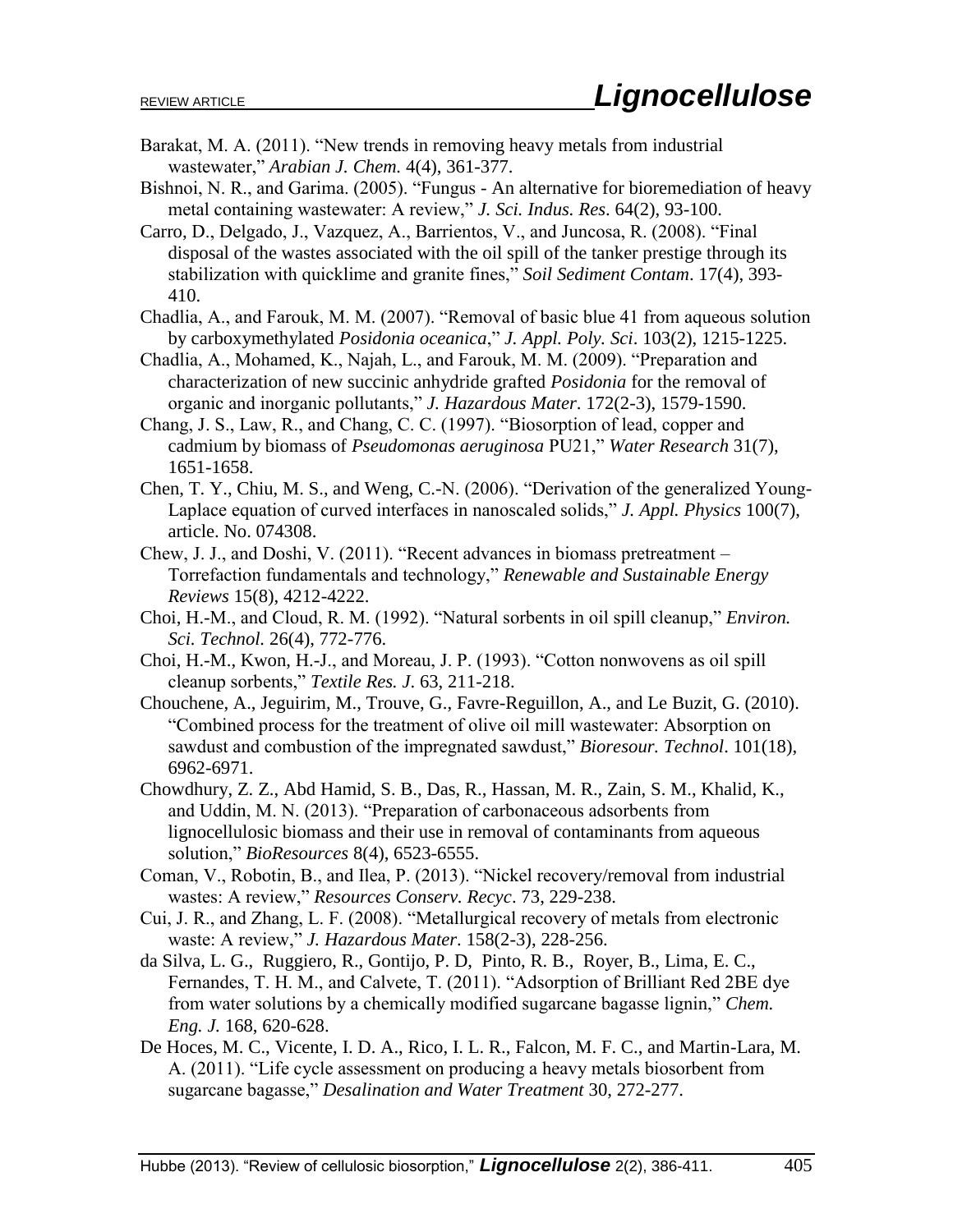Barakat, M. A. (2011). "New trends in removing heavy metals from industrial wastewater," *Arabian J. Chem.* 4(4), 361-377.

Bishnoi, N. R., and Garima. (2005). "Fungus - An alternative for bioremediation of heavy metal containing wastewater: A review," *J. Sci. Indus. Res.* 64(2), 93-100.

Carro, D., Delgado, J., Vazquez, A., Barrientos, V., and Juncosa, R. (2008). "Final disposal of the wastes associated with the oil spill of the tanker prestige through its stabilization with quicklime and granite fines," *Soil Sediment Contam.* 17(4), 393-410.

Chadlia, A., and Farouk, M. M. (2007). "Removal of basic blue 41 from aqueous solution by carboxymethylated *Posidonia oceanica*," *J. Appl. Poly. Sci.* 103(2), 1215-1225.

Chadlia, A., Mohamed, K., Najah, L., and Farouk, M. M. (2009). "Preparation and characterization of new succinic anhydride grafted *Posidonia* for the removal of organic and inorganic pollutants," *J. Hazardous Mater.* 172(2-3), 1579-1590.

Chang, J. S., Law, R., and Chang, C. C. (1997). "Biosorption of lead, copper and cadmium by biomass of *Pseudomonas aeruginosa* PU21," *Water Research* 31(7), 1651-1658.

Chen, T. Y., Chiu, M. S., and Weng, C.-N. (2006). "Derivation of the generalized Young-Laplace equation of curved interfaces in nanoscaled solids," *J. Appl. Physics* 100(7), article. No. 074308.

Chew, J. J., and Doshi, V. (2011). "Recent advances in biomass pretreatment – Torrefaction fundamentals and technology," *Renewable and Sustainable Energy Reviews* 15(8), 4212-4222.

Choi, H.-M., and Cloud, R. M. (1992). "Natural sorbents in oil spill cleanup," *Environ. Sci. Technol.* 26(4), 772-776.

Choi, H.-M., Kwon, H.-J., and Moreau, J. P. (1993). "Cotton nonwovens as oil spill cleanup sorbents," *Textile Res. J.* 63, 211-218.

Chouchene, A., Jeguirim, M., Trouve, G., Favre-Reguillon, A., and Le Buzit, G. (2010). "Combined process for the treatment of olive oil mill wastewater: Absorption on sawdust and combustion of the impregnated sawdust," *Bioresour. Technol.* 101(18), 6962-6971.

Chowdhury, Z. Z., Abd Hamid, S. B., Das, R., Hassan, M. R., Zain, S. M., Khalid, K., and Uddin, M. N. (2013). "Preparation of carbonaceous adsorbents from lignocellulosic biomass and their use in removal of contaminants from aqueous solution," *BioResources* 8(4), 6523-6555.

Coman, V., Robotin, B., and Ilea, P. (2013). "Nickel recovery/removal from industrial wastes: A review," *Resources Conserv. Recyc.* 73, 229-238.

Cui, J. R., and Zhang, L. F. (2008). "Metallurgical recovery of metals from electronic waste: A review," *J. Hazardous Mater.* 158(2-3), 228-256.

da Silva, L. G., Ruggiero, R., Gontijo, P. D, Pinto, R. B., Royer, B., Lima, E. C., Fernandes, T. H. M., and Calvete, T. (2011). "Adsorption of Brilliant Red 2BE dye from water solutions by a chemically modified sugarcane bagasse lignin," *Chem. Eng. J.* 168, 620-628.

De Hoces, M. C., Vicente, I. D. A., Rico, I. L. R., Falcon, M. F. C., and Martin-Lara, M. A. (2011). "Life cycle assessment on producing a heavy metals biosorbent from sugarcane bagasse," *Desalination and Water Treatment* 30, 272-277.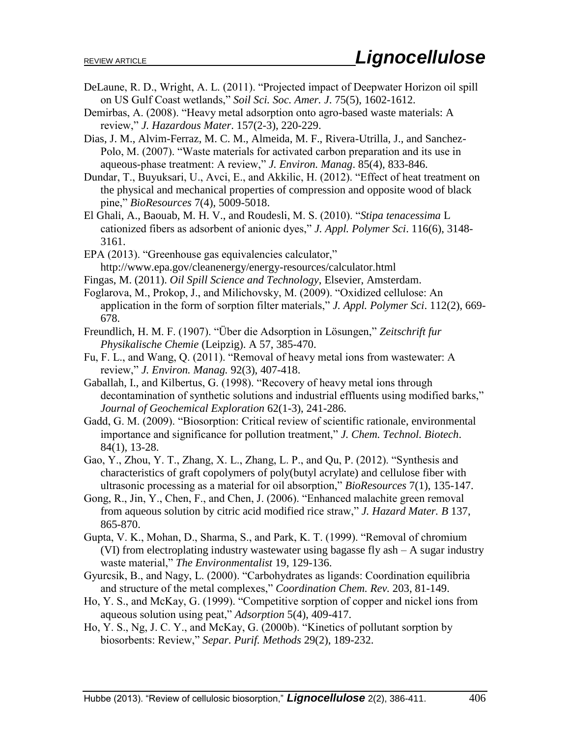DeLaune, R. D., Wright, A. L. (2011). "Projected impact of Deepwater Horizon oil spill on US Gulf Coast wetlands," *Soil Sci. Soc. Amer. J*. 75(5), 1602-1612.

Demirbas, A. (2008). "Heavy metal adsorption onto agro-based waste materials: A review," *J. Hazardous Mater*. 157(2-3), 220-229.

Dias, J. M., Alvim-Ferraz, M. C. M., Almeida, M. F., Rivera-Utrilla, J., and Sanchez-Polo, M. (2007). "Waste materials for activated carbon preparation and its use in aqueous-phase treatment: A review," *J. Environ. Manag*. 85(4), 833-846.

Dundar, T., Buyuksari, U., Avci, E., and Akkilic, H. (2012). "Effect of heat treatment on the physical and mechanical properties of compression and opposite wood of black pine," *BioResources* 7(4), 5009-5018.

El Ghali, A., Baouab, M. H. V., and Roudesli, M. S. (2010). "*Stipa tenacessima* L cationized fibers as adsorbent of anionic dyes," *J. Appl. Polymer Sci*. 116(6), 3148-3161.

EPA (2013). "Greenhouse gas equivalencies calculator," http://www.epa.gov/cleanenergy/energy-resources/calculator.html

Fingas, M. (2011). *Oil Spill Science and Technology*, Elsevier, Amsterdam.

Foglarova, M., Prokop, J., and Milichovsky, M. (2009). "Oxidized cellulose: An application in the form of sorption filter materials," *J. Appl. Polymer Sci*. 112(2), 669-678.

Freundlich, H. M. F. (1907). "Über die Adsorption in Lösungen," *Zeitschrift fur Physikalische Chemie* (Leipzig). A 57, 385-470.

Fu, F. L., and Wang, Q. (2011). "Removal of heavy metal ions from wastewater: A review," *J. Environ. Manag.* 92(3), 407-418.

Gaballah, I., and Kilbertus, G. (1998). "Recovery of heavy metal ions through decontamination of synthetic solutions and industrial effluents using modified barks," *Journal of Geochemical Exploration* 62(1-3), 241-286.

Gadd, G. M. (2009). "Biosorption: Critical review of scientific rationale, environmental importance and significance for pollution treatment," *J. Chem. Technol. Biotech*. 84(1), 13-28.

Gao, Y., Zhou, Y. T., Zhang, X. L., Zhang, L. P., and Qu, P. (2012). "Synthesis and characteristics of graft copolymers of poly(butyl acrylate) and cellulose fiber with ultrasonic processing as a material for oil absorption," *BioResources* 7(1), 135-147.

Gong, R., Jin, Y., Chen, F., and Chen, J. (2006). "Enhanced malachite green removal from aqueous solution by citric acid modified rice straw," *J. Hazard Mater. B* 137, 865-870.

Gupta, V. K., Mohan, D., Sharma, S., and Park, K. T. (1999). "Removal of chromium (VI) from electroplating industry wastewater using bagasse fly ash – A sugar industry waste material," *The Environmentalist* 19, 129-136.

Gyurcsik, B., and Nagy, L. (2000). "Carbohydrates as ligands: Coordination equilibria and structure of the metal complexes," *Coordination Chem. Rev.* 203, 81-149.

Ho, Y. S., and McKay, G. (1999). "Competitive sorption of copper and nickel ions from aqueous solution using peat," *Adsorption* 5(4), 409-417.

Ho, Y. S., Ng, J. C. Y., and McKay, G. (2000b). "Kinetics of pollutant sorption by biosorbents: Review," *Separ. Purif. Methods* 29(2), 189-232.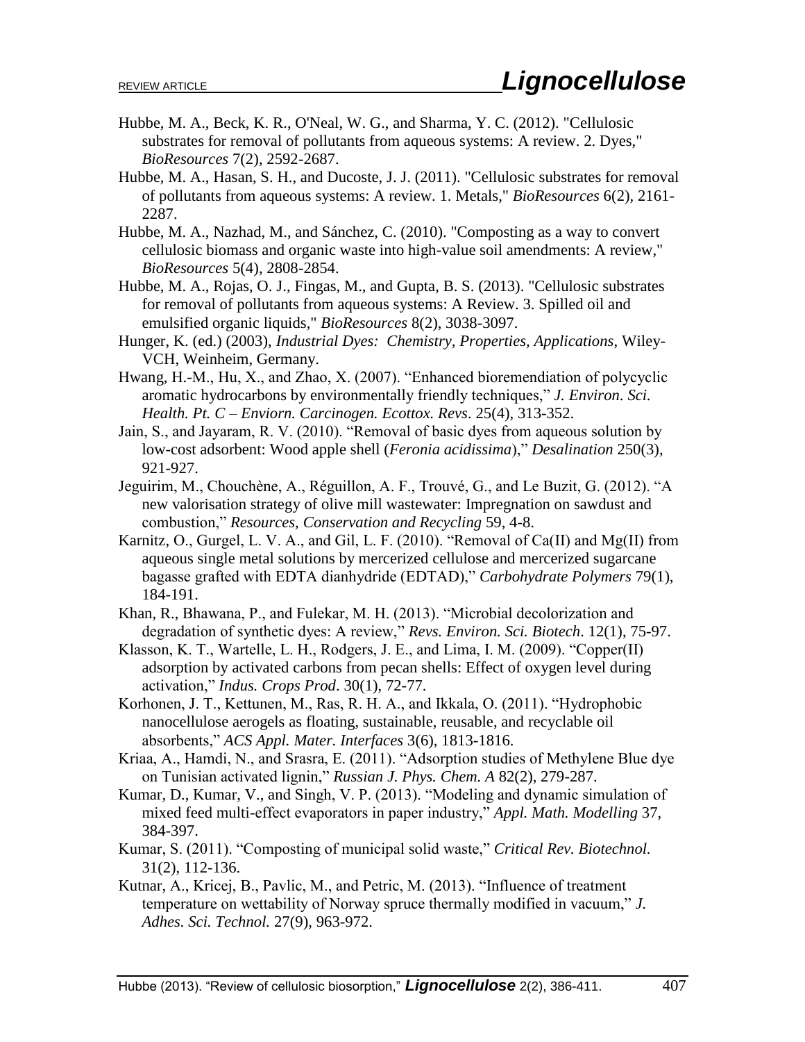Hubbe, M. A., Beck, K. R., O'Neal, W. G., and Sharma, Y. C. (2012). "Cellulosic substrates for removal of pollutants from aqueous systems: A review. 2. Dyes," *BioResources* 7(2), 2592-2687.

Hubbe, M. A., Hasan, S. H., and Ducoste, J. J. (2011). "Cellulosic substrates for removal of pollutants from aqueous systems: A review. 1. Metals," *BioResources* 6(2), 2161-2287.

Hubbe, M. A., Nazhad, M., and Sánchez, C. (2010). "Composting as a way to convert cellulosic biomass and organic waste into high-value soil amendments: A review," *BioResources* 5(4), 2808-2854.

Hubbe, M. A., Rojas, O. J., Fingas, M., and Gupta, B. S. (2013). "Cellulosic substrates for removal of pollutants from aqueous systems: A Review. 3. Spilled oil and emulsified organic liquids," *BioResources* 8(2), 3038-3097.

Hunger, K. (ed.) (2003), *Industrial Dyes: Chemistry, Properties, Applications*, Wiley-VCH, Weinheim, Germany.

Hwang, H.-M., Hu, X., and Zhao, X. (2007). "Enhanced bioremendiation of polycyclic aromatic hydrocarbons by environmentally friendly techniques," *J. Environ. Sci. Health. Pt. C – Enviorn. Carcinogen. Ecottox. Revs*. 25(4), 313-352.

Jain, S., and Jayaram, R. V. (2010). "Removal of basic dyes from aqueous solution by low-cost adsorbent: Wood apple shell (*Feronia acidissima*)," *Desalination* 250(3), 921-927.

Jeguirim, M., Chouchène, A., Réguillon, A. F., Trouvé, G., and Le Buzit, G. (2012). "A new valorisation strategy of olive mill wastewater: Impregnation on sawdust and combustion," *Resources, Conservation and Recycling* 59, 4-8.

Karnitz, O., Gurgel, L. V. A., and Gil, L. F. (2010). "Removal of Ca(II) and Mg(II) from aqueous single metal solutions by mercerized cellulose and mercerized sugarcane bagasse grafted with EDTA dianhydride (EDTAD)," *Carbohydrate Polymers* 79(1), 184-191.

Khan, R., Bhawana, P., and Fulekar, M. H. (2013). "Microbial decolorization and degradation of synthetic dyes: A review," *Revs. Environ. Sci. Biotech*. 12(1), 75-97.

Klasson, K. T., Wartelle, L. H., Rodgers, J. E., and Lima, I. M. (2009). "Copper(II) adsorption by activated carbons from pecan shells: Effect of oxygen level during activation," *Indus. Crops Prod*. 30(1), 72-77.

Korhonen, J. T., Kettunen, M., Ras, R. H. A., and Ikkala, O. (2011). "Hydrophobic nanocellulose aerogels as floating, sustainable, reusable, and recyclable oil absorbents," *ACS Appl. Mater. Interfaces* 3(6), 1813-1816.

Kriaa, A., Hamdi, N., and Srasra, E. (2011). "Adsorption studies of Methylene Blue dye on Tunisian activated lignin," *Russian J. Phys. Chem. A* 82(2), 279-287.

Kumar, D., Kumar, V., and Singh, V. P. (2013). "Modeling and dynamic simulation of mixed feed multi-effect evaporators in paper industry," *Appl. Math. Modelling* 37, 384-397.

Kumar, S. (2011). "Composting of municipal solid waste," *Critical Rev. Biotechnol.* 31(2), 112-136.

Kutnar, A., Kricej, B., Pavlic, M., and Petric, M. (2013). "Influence of treatment temperature on wettability of Norway spruce thermally modified in vacuum," *J. Adhes. Sci. Technol.* 27(9), 963-972.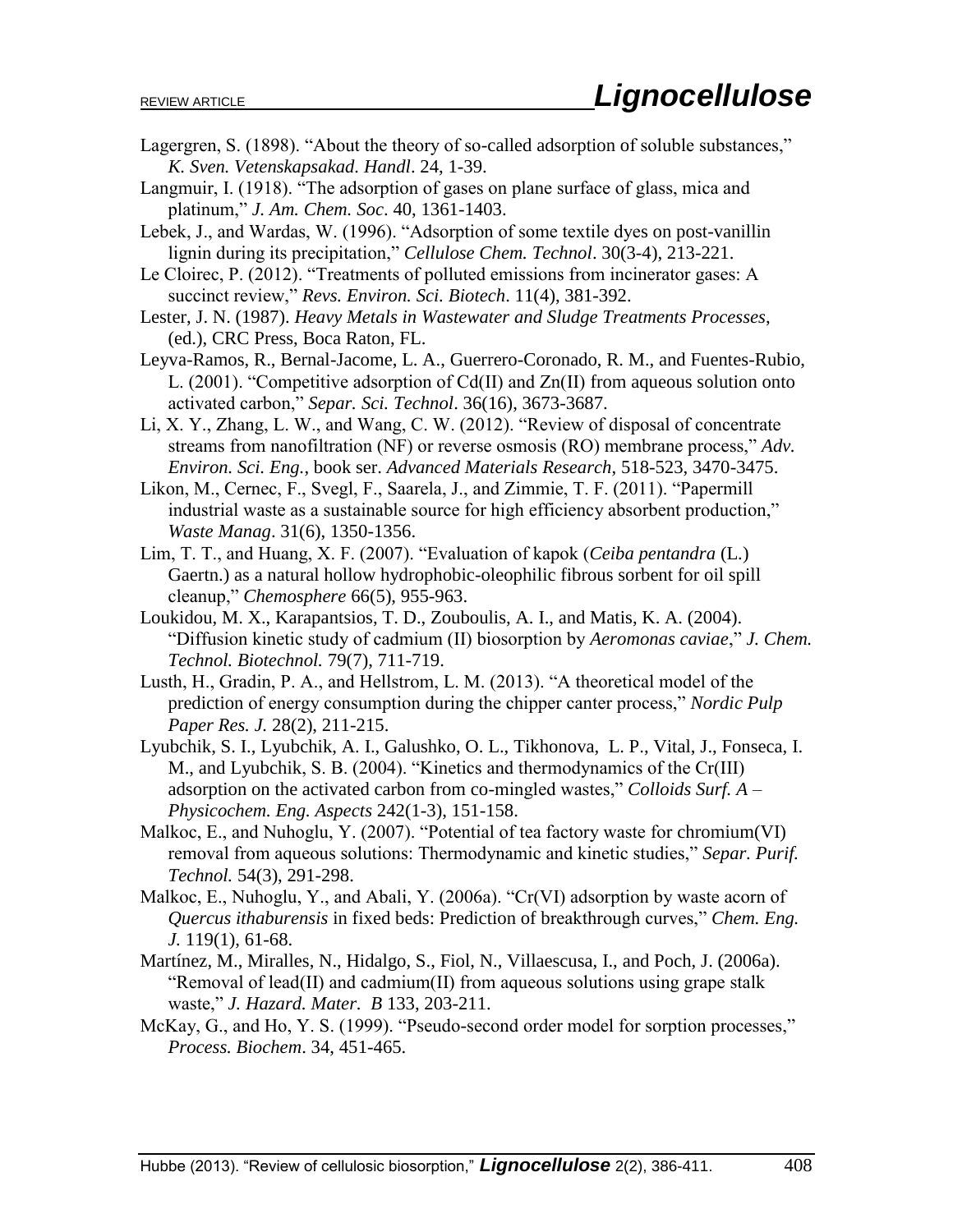Lagergren, S. (1898). "About the theory of so-called adsorption of soluble substances," *K. Sven. Vetenskapsakad. Handl*. 24, 1-39.

Langmuir, I. (1918). "The adsorption of gases on plane surface of glass, mica and platinum," *J. Am. Chem. Soc*. 40, 1361-1403.

Lebek, J., and Wardas, W. (1996). "Adsorption of some textile dyes on post-vanillin lignin during its precipitation," *Cellulose Chem. Technol*. 30(3-4), 213-221.

Le Cloirec, P. (2012). "Treatments of polluted emissions from incinerator gases: A succinct review," *Revs. Environ. Sci. Biotech*. 11(4), 381-392.

Lester, J. N. (1987). *Heavy Metals in Wastewater and Sludge Treatments Processes*, (ed.), CRC Press, Boca Raton, FL.

Leyva-Ramos, R., Bernal-Jacome, L. A., Guerrero-Coronado, R. M., and Fuentes-Rubio, L. (2001). "Competitive adsorption of Cd(II) and Zn(II) from aqueous solution onto activated carbon," *Separ. Sci. Technol*. 36(16), 3673-3687.

Li, X. Y., Zhang, L. W., and Wang, C. W. (2012). "Review of disposal of concentrate streams from nanofiltration (NF) or reverse osmosis (RO) membrane process," *Adv. Environ. Sci. Eng.*, book ser. *Advanced Materials Research*, 518-523, 3470-3475.

Likon, M., Cernec, F., Svegl, F., Saarela, J., and Zimmie, T. F. (2011). "Papermill industrial waste as a sustainable source for high efficiency absorbent production," *Waste Manag*. 31(6), 1350-1356.

Lim, T. T., and Huang, X. F. (2007). "Evaluation of kapok (*Ceiba pentandra* (L.) Gaertn.) as a natural hollow hydrophobic-oleophilic fibrous sorbent for oil spill cleanup," *Chemosphere* 66(5), 955-963.

Loukidou, M. X., Karapantsios, T. D., Zouboulis, A. I., and Matis, K. A. (2004). "Diffusion kinetic study of cadmium (II) biosorption by *Aeromonas caviae*," *J. Chem. Technol. Biotechnol.* 79(7), 711-719.

Lusth, H., Gradin, P. A., and Hellstrom, L. M. (2013). "A theoretical model of the prediction of energy consumption during the chipper canter process," *Nordic Pulp Paper Res. J.* 28(2), 211-215.

Lyubchik, S. I., Lyubchik, A. I., Galushko, O. L., Tikhonova, L. P., Vital, J., Fonseca, I. M., and Lyubchik, S. B. (2004). "Kinetics and thermodynamics of the Cr(III) adsorption on the activated carbon from co-mingled wastes," *Colloids Surf. A – Physicochem. Eng. Aspects* 242(1-3), 151-158.

Malkoc, E., and Nuhoglu, Y. (2007). "Potential of tea factory waste for chromium(VI) removal from aqueous solutions: Thermodynamic and kinetic studies," *Separ. Purif. Technol.* 54(3), 291-298.

Malkoc, E., Nuhoglu, Y., and Abali, Y. (2006a). "Cr(VI) adsorption by waste acorn of *Quercus ithaburensis* in fixed beds: Prediction of breakthrough curves," *Chem. Eng. J.* 119(1), 61-68.

Martínez, M., Miralles, N., Hidalgo, S., Fiol, N., Villaescusa, I., and Poch, J. (2006a). "Removal of lead(II) and cadmium(II) from aqueous solutions using grape stalk waste," *J. Hazard. Mater. B* 133, 203-211.

McKay, G., and Ho, Y. S. (1999). "Pseudo-second order model for sorption processes," *Process. Biochem*. 34, 451-465.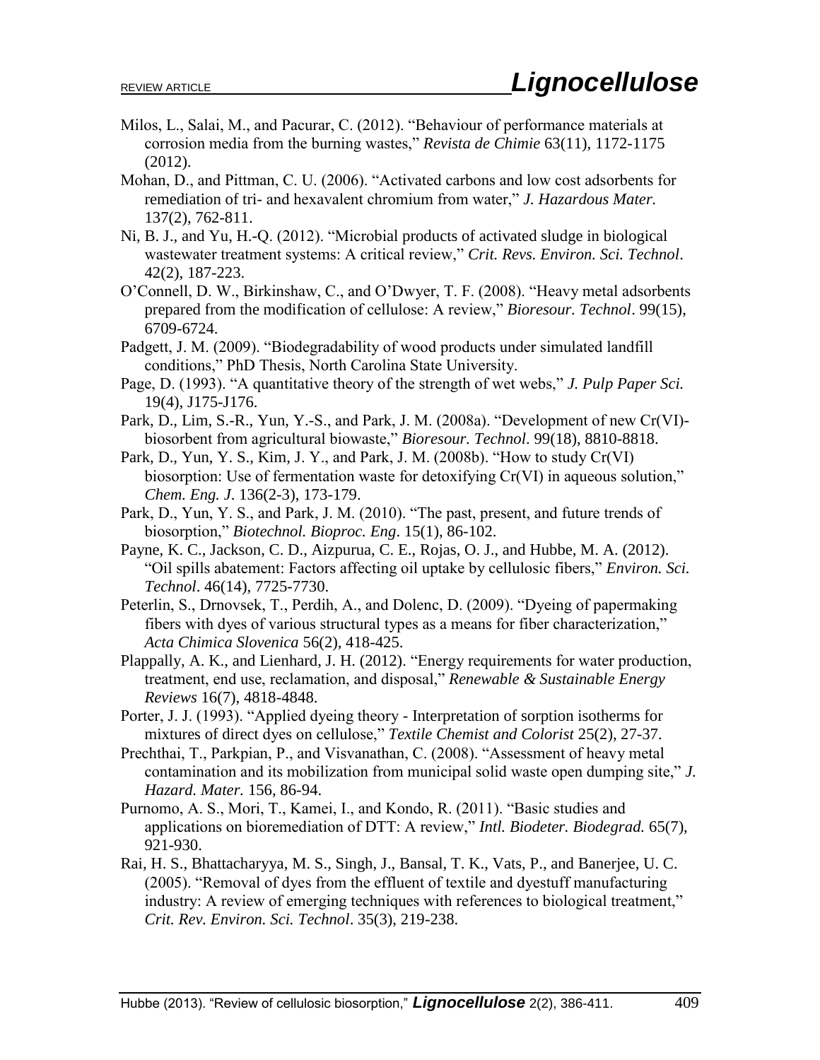Milos, L., Salai, M., and Pacurar, C. (2012). "Behaviour of performance materials at corrosion media from the burning wastes," *Revista de Chimie* 63(11), 1172-1175 (2012).

Mohan, D., and Pittman, C. U. (2006). "Activated carbons and low cost adsorbents for remediation of tri- and hexavalent chromium from water," *J. Hazardous Mater.* 137(2), 762-811.

Ni, B. J., and Yu, H.-Q. (2012). "Microbial products of activated sludge in biological wastewater treatment systems: A critical review," *Crit. Revs. Environ. Sci. Technol*. 42(2), 187-223.

O'Connell, D. W., Birkinshaw, C., and O'Dwyer, T. F. (2008). "Heavy metal adsorbents prepared from the modification of cellulose: A review," *Bioresour. Technol*. 99(15), 6709-6724.

Padgett, J. M. (2009). "Biodegradability of wood products under simulated landfill conditions," PhD Thesis, North Carolina State University.

Page, D. (1993). "A quantitative theory of the strength of wet webs," *J. Pulp Paper Sci.* 19(4), J175-J176.

Park, D., Lim, S.-R., Yun, Y.-S., and Park, J. M. (2008a). "Development of new Cr(VI)-biosorbent from agricultural biowaste," *Bioresour. Technol*. 99(18), 8810-8818.

Park, D., Yun, Y. S., Kim, J. Y., and Park, J. M. (2008b). "How to study Cr(VI) biosorption: Use of fermentation waste for detoxifying Cr(VI) in aqueous solution," *Chem. Eng. J*. 136(2-3), 173-179.

Park, D., Yun, Y. S., and Park, J. M. (2010). "The past, present, and future trends of biosorption," *Biotechnol. Bioproc. Eng*. 15(1), 86-102.

Payne, K. C., Jackson, C. D., Aizpurua, C. E., Rojas, O. J., and Hubbe, M. A. (2012). "Oil spills abatement: Factors affecting oil uptake by cellulosic fibers," *Environ. Sci. Technol*. 46(14), 7725-7730.

Peterlin, S., Drnovsek, T., Perdih, A., and Dolenc, D. (2009). "Dyeing of papermaking fibers with dyes of various structural types as a means for fiber characterization," *Acta Chimica Slovenica* 56(2), 418-425.

Plappally, A. K., and Lienhard, J. H. (2012). "Energy requirements for water production, treatment, end use, reclamation, and disposal," *Renewable & Sustainable Energy Reviews* 16(7), 4818-4848.

Porter, J. J. (1993). "Applied dyeing theory - Interpretation of sorption isotherms for mixtures of direct dyes on cellulose," *Textile Chemist and Colorist* 25(2), 27-37.

Prechthai, T., Parkpian, P., and Visvanathan, C. (2008). "Assessment of heavy metal contamination and its mobilization from municipal solid waste open dumping site," *J. Hazard. Mater.* 156, 86-94.

Purnomo, A. S., Mori, T., Kamei, I., and Kondo, R. (2011). "Basic studies and applications on bioremediation of DTT: A review," *Intl. Biodeter. Biodegrad.* 65(7), 921-930.

Rai, H. S., Bhattacharyya, M. S., Singh, J., Bansal, T. K., Vats, P., and Banerjee, U. C. (2005). "Removal of dyes from the effluent of textile and dyestuff manufacturing industry: A review of emerging techniques with references to biological treatment," *Crit. Rev. Environ. Sci. Technol*. 35(3), 219-238.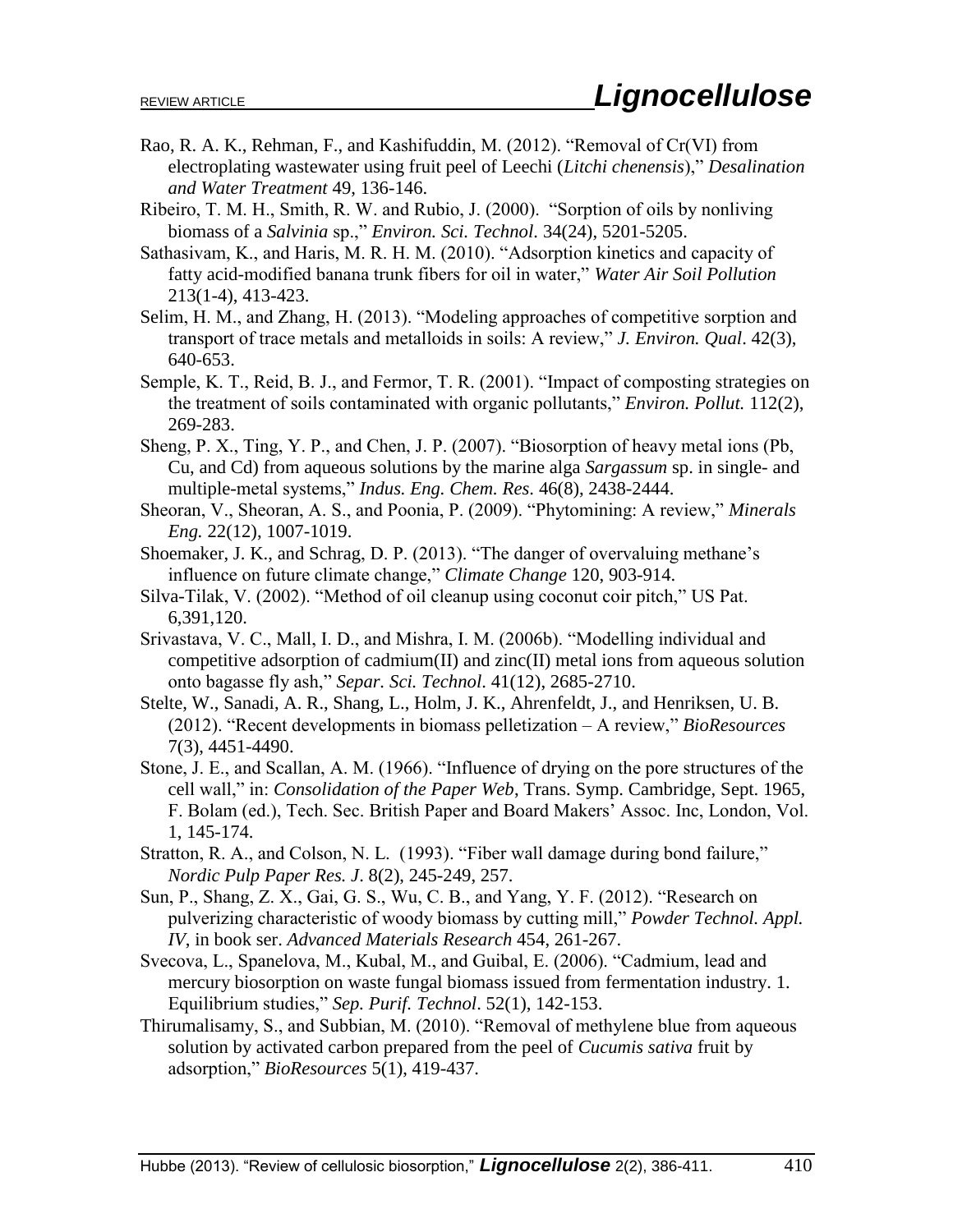Rao, R. A. K., Rehman, F., and Kashifuddin, M. (2012). "Removal of Cr(VI) from electroplating wastewater using fruit peel of Leechi (*Litchi chenensis*)," *Desalination and Water Treatment* 49, 136-146.

Ribeiro, T. M. H., Smith, R. W. and Rubio, J. (2000). "Sorption of oils by nonliving biomass of a *Salvinia* sp.," *Environ. Sci. Technol*. 34(24), 5201-5205.

Sathasivam, K., and Haris, M. R. H. M. (2010). "Adsorption kinetics and capacity of fatty acid-modified banana trunk fibers for oil in water," *Water Air Soil Pollution* 213(1-4), 413-423.

Selim, H. M., and Zhang, H. (2013). "Modeling approaches of competitive sorption and transport of trace metals and metalloids in soils: A review," *J. Environ. Qual*. 42(3), 640-653.

Semple, K. T., Reid, B. J., and Fermor, T. R. (2001). "Impact of composting strategies on the treatment of soils contaminated with organic pollutants," *Environ. Pollut.* 112(2), 269-283.

Sheng, P. X., Ting, Y. P., and Chen, J. P. (2007). "Biosorption of heavy metal ions (Pb, Cu, and Cd) from aqueous solutions by the marine alga *Sargassum* sp. in single- and multiple-metal systems," *Indus. Eng. Chem. Res*. 46(8), 2438-2444.

Sheoran, V., Sheoran, A. S., and Poonia, P. (2009). "Phytomining: A review," *Minerals Eng.* 22(12), 1007-1019.

Shoemaker, J. K., and Schrag, D. P. (2013). "The danger of overvaluing methane's influence on future climate change," *Climate Change* 120, 903-914.

Silva-Tilak, V. (2002). "Method of oil cleanup using coconut coir pitch," US Pat. 6,391,120.

Srivastava, V. C., Mall, I. D., and Mishra, I. M. (2006b). "Modelling individual and competitive adsorption of cadmium(II) and zinc(II) metal ions from aqueous solution onto bagasse fly ash," *Separ. Sci. Technol*. 41(12), 2685-2710.

Stelte, W., Sanadi, A. R., Shang, L., Holm, J. K., Ahrenfeldt, J., and Henriksen, U. B. (2012). "Recent developments in biomass pelletization – A review," *BioResources* 7(3), 4451-4490.

Stone, J. E., and Scallan, A. M. (1966). "Influence of drying on the pore structures of the cell wall," in: *Consolidation of the Paper Web*, Trans. Symp. Cambridge, Sept. 1965, F. Bolam (ed.), Tech. Sec. British Paper and Board Makers' Assoc. Inc, London, Vol. 1, 145-174.

Stratton, R. A., and Colson, N. L. (1993). "Fiber wall damage during bond failure," *Nordic Pulp Paper Res. J*. 8(2), 245-249, 257.

Sun, P., Shang, Z. X., Gai, G. S., Wu, C. B., and Yang, Y. F. (2012). "Research on pulverizing characteristic of woody biomass by cutting mill," *Powder Technol. Appl. IV*, in book ser. *Advanced Materials Research* 454, 261-267.

Svecova, L., Spanelova, M., Kubal, M., and Guibal, E. (2006). "Cadmium, lead and mercury biosorption on waste fungal biomass issued from fermentation industry. 1. Equilibrium studies," *Sep. Purif. Technol*. 52(1), 142-153.

Thirumalisamy, S., and Subbian, M. (2010). "Removal of methylene blue from aqueous solution by activated carbon prepared from the peel of *Cucumis sativa* fruit by adsorption," *BioResources* 5(1), 419-437.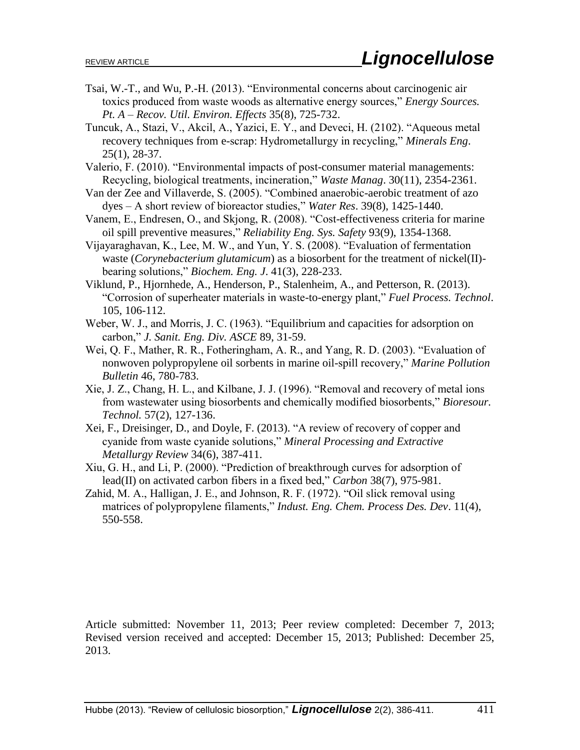Tsai, W.-T., and Wu, P.-H. (2013). "Environmental concerns about carcinogenic air toxics produced from waste woods as alternative energy sources," *Energy Sources. Pt. A – Recov. Util. Environ. Effects* 35(8), 725-732.

Tuncuk, A., Stazi, V., Akcil, A., Yazici, E. Y., and Deveci, H. (2102). "Aqueous metal recovery techniques from e-scrap: Hydrometallurgy in recycling," *Minerals Eng*. 25(1), 28-37.

Valerio, F. (2010). "Environmental impacts of post-consumer material managements: Recycling, biological treatments, incineration," *Waste Manag*. 30(11), 2354-2361.

Van der Zee and Villaverde, S. (2005). "Combined anaerobic-aerobic treatment of azo dyes – A short review of bioreactor studies," *Water Res*. 39(8), 1425-1440.

Vanem, E., Endresen, O., and Skjong, R. (2008). "Cost-effectiveness criteria for marine oil spill preventive measures," *Reliability Eng. Sys. Safety* 93(9), 1354-1368.

Vijayaraghavan, K., Lee, M. W., and Yun, Y. S. (2008). "Evaluation of fermentation waste (*Corynebacterium glutamicum*) as a biosorbent for the treatment of nickel(II)-bearing solutions," *Biochem. Eng. J*. 41(3), 228-233.

Viklund, P., Hjornhede, A., Henderson, P., Stalenheim, A., and Petterson, R. (2013). "Corrosion of superheater materials in waste-to-energy plant," *Fuel Process. Technol*. 105, 106-112.

Weber, W. J., and Morris, J. C. (1963). "Equilibrium and capacities for adsorption on carbon," *J. Sanit. Eng. Div. ASCE* 89, 31-59.

Wei, Q. F., Mather, R. R., Fotheringham, A. R., and Yang, R. D. (2003). "Evaluation of nonwoven polypropylene oil sorbents in marine oil-spill recovery," *Marine Pollution Bulletin* 46, 780-783.

Xie, J. Z., Chang, H. L., and Kilbane, J. J. (1996). "Removal and recovery of metal ions from wastewater using biosorbents and chemically modified biosorbents," *Bioresour. Technol.* 57(2), 127-136.

Xei, F., Dreisinger, D., and Doyle, F. (2013). "A review of recovery of copper and cyanide from waste cyanide solutions," *Mineral Processing and Extractive Metallurgy Review* 34(6), 387-411.

Xiu, G. H., and Li, P. (2000). "Prediction of breakthrough curves for adsorption of lead(II) on activated carbon fibers in a fixed bed," *Carbon* 38(7), 975-981.

Zahid, M. A., Halligan, J. E., and Johnson, R. F. (1972). "Oil slick removal using matrices of polypropylene filaments," *Indust. Eng. Chem. Process Des. Dev*. 11(4), 550-558.

Article submitted: November 11, 2013; Peer review completed: December 7, 2013; Revised version received and accepted: December 15, 2013; Published: December 25, 2013.